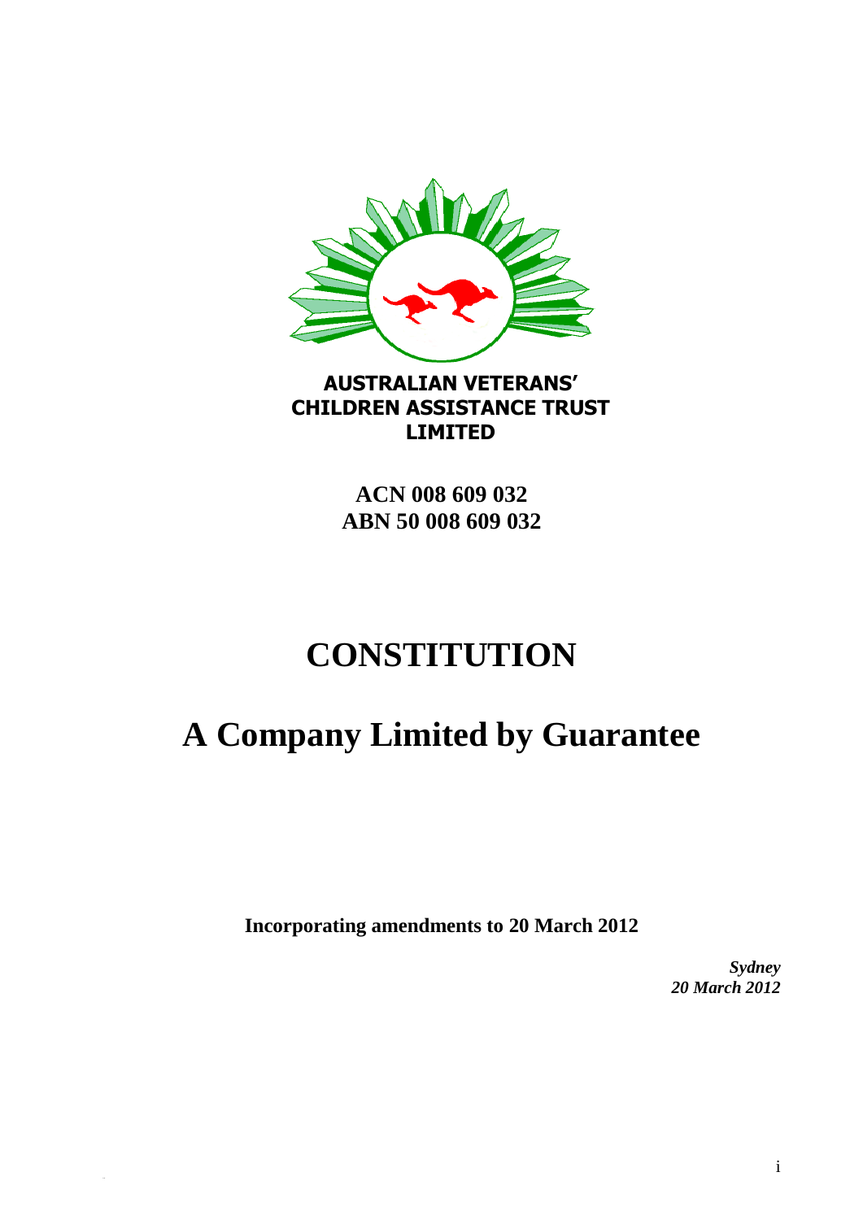**AUSTRALIAN VETERANS' CHILDREN ASSISTANCE TRUST LIMITED**

**ACN 008 609 032**
**ABN 50 008 609 032**

# CONSTITUTION

# A Company Limited by Guarantee

**Incorporating amendments to 20 March 2012**

***Sydney***
***20 March 2012***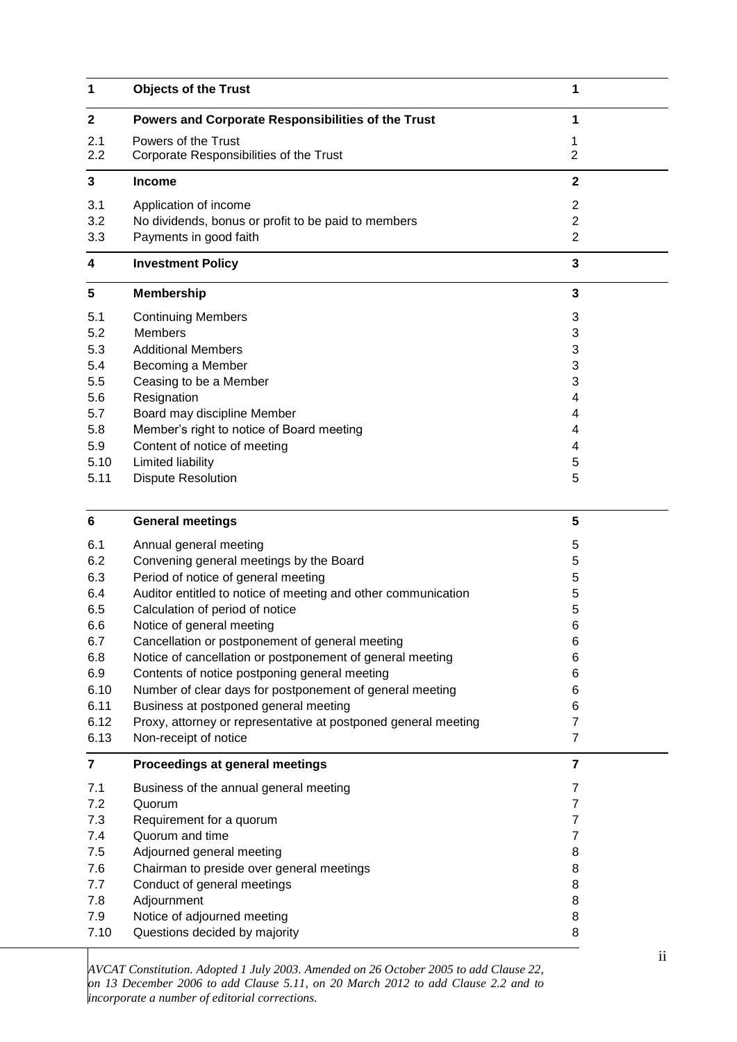| | | |
|---|---|---|
| **1** | **Objects of the Trust** | **1** |
| **2** | **Powers and Corporate Responsibilities of the Trust** | **1** |
| 2.1 | Powers of the Trust | 1 |
| 2.2 | Corporate Responsibilities of the Trust | 2 |
| **3** | **Income** | **2** |
| 3.1 | Application of income | 2 |
| 3.2 | No dividends, bonus or profit to be paid to members | 2 |
| 3.3 | Payments in good faith | 2 |
| **4** | **Investment Policy** | **3** |
| **5** | **Membership** | **3** |
| 5.1 | Continuing Members | 3 |
| 5.2 | Members | 3 |
| 5.3 | Additional Members | 3 |
| 5.4 | Becoming a Member | 3 |
| 5.5 | Ceasing to be a Member | 3 |
| 5.6 | Resignation | 4 |
| 5.7 | Board may discipline Member | 4 |
| 5.8 | Member's right to notice of Board meeting | 4 |
| 5.9 | Content of notice of meeting | 4 |
| 5.10 | Limited liability | 5 |
| 5.11 | Dispute Resolution | 5 |
| **6** | **General meetings** | **5** |
| 6.1 | Annual general meeting | 5 |
| 6.2 | Convening general meetings by the Board | 5 |
| 6.3 | Period of notice of general meeting | 5 |
| 6.4 | Auditor entitled to notice of meeting and other communication | 5 |
| 6.5 | Calculation of period of notice | 5 |
| 6.6 | Notice of general meeting | 6 |
| 6.7 | Cancellation or postponement of general meeting | 6 |
| 6.8 | Notice of cancellation or postponement of general meeting | 6 |
| 6.9 | Contents of notice postponing general meeting | 6 |
| 6.10 | Number of clear days for postponement of general meeting | 6 |
| 6.11 | Business at postponed general meeting | 6 |
| 6.12 | Proxy, attorney or representative at postponed general meeting | 7 |
| 6.13 | Non-receipt of notice | 7 |
| **7** | **Proceedings at general meetings** | **7** |
| 7.1 | Business of the annual general meeting | 7 |
| 7.2 | Quorum | 7 |
| 7.3 | Requirement for a quorum | 7 |
| 7.4 | Quorum and time | 7 |
| 7.5 | Adjourned general meeting | 8 |
| 7.6 | Chairman to preside over general meetings | 8 |
| 7.7 | Conduct of general meetings | 8 |
| 7.8 | Adjournment | 8 |
| 7.9 | Notice of adjourned meeting | 8 |
| 7.10 | Questions decided by majority | 8 |

*AVCAT Constitution. Adopted 1 July 2003. Amended on 26 October 2005 to add Clause 22, on 13 December 2006 to add Clause 5.11, on 20 March 2012 to add Clause 2.2 and to incorporate a number of editorial corrections.*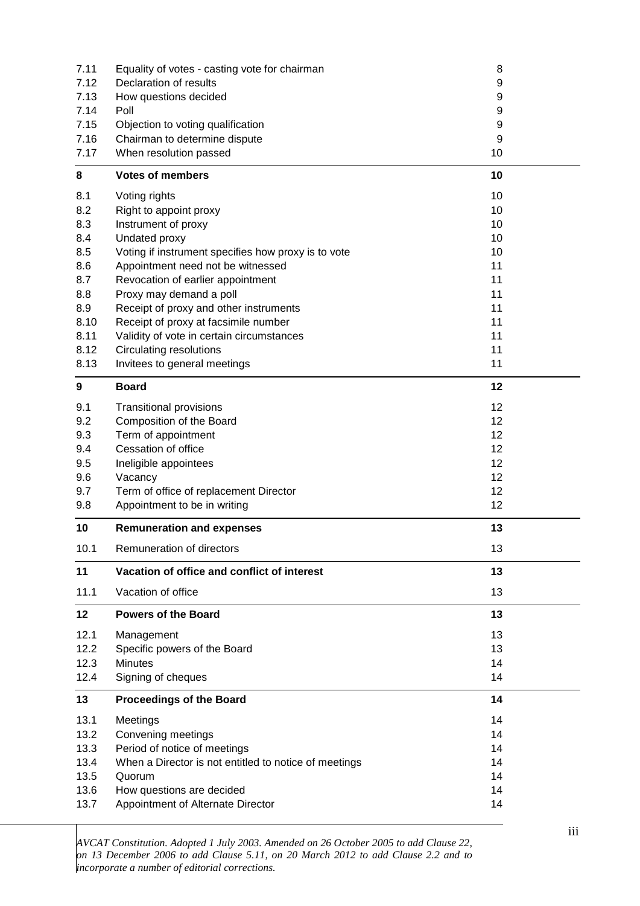| | | |
|---|---|---|
| 7.11 | Equality of votes - casting vote for chairman | 8 |
| 7.12 | Declaration of results | 9 |
| 7.13 | How questions decided | 9 |
| 7.14 | Poll | 9 |
| 7.15 | Objection to voting qualification | 9 |
| 7.16 | Chairman to determine dispute | 9 |
| 7.17 | When resolution passed | 10 |
| **8** | **Votes of members** | **10** |
| 8.1 | Voting rights | 10 |
| 8.2 | Right to appoint proxy | 10 |
| 8.3 | Instrument of proxy | 10 |
| 8.4 | Undated proxy | 10 |
| 8.5 | Voting if instrument specifies how proxy is to vote | 10 |
| 8.6 | Appointment need not be witnessed | 11 |
| 8.7 | Revocation of earlier appointment | 11 |
| 8.8 | Proxy may demand a poll | 11 |
| 8.9 | Receipt of proxy and other instruments | 11 |
| 8.10 | Receipt of proxy at facsimile number | 11 |
| 8.11 | Validity of vote in certain circumstances | 11 |
| 8.12 | Circulating resolutions | 11 |
| 8.13 | Invitees to general meetings | 11 |
| **9** | **Board** | **12** |
| 9.1 | Transitional provisions | 12 |
| 9.2 | Composition of the Board | 12 |
| 9.3 | Term of appointment | 12 |
| 9.4 | Cessation of office | 12 |
| 9.5 | Ineligible appointees | 12 |
| 9.6 | Vacancy | 12 |
| 9.7 | Term of office of replacement Director | 12 |
| 9.8 | Appointment to be in writing | 12 |
| **10** | **Remuneration and expenses** | **13** |
| 10.1 | Remuneration of directors | 13 |
| **11** | **Vacation of office and conflict of interest** | **13** |
| 11.1 | Vacation of office | 13 |
| **12** | **Powers of the Board** | **13** |
| 12.1 | Management | 13 |
| 12.2 | Specific powers of the Board | 13 |
| 12.3 | Minutes | 14 |
| 12.4 | Signing of cheques | 14 |
| **13** | **Proceedings of the Board** | **14** |
| 13.1 | Meetings | 14 |
| 13.2 | Convening meetings | 14 |
| 13.3 | Period of notice of meetings | 14 |
| 13.4 | When a Director is not entitled to notice of meetings | 14 |
| 13.5 | Quorum | 14 |
| 13.6 | How questions are decided | 14 |
| 13.7 | Appointment of Alternate Director | 14 |

*AVCAT Constitution. Adopted 1 July 2003. Amended on 26 October 2005 to add Clause 22, on 13 December 2006 to add Clause 5.11, on 20 March 2012 to add Clause 2.2 and to incorporate a number of editorial corrections.*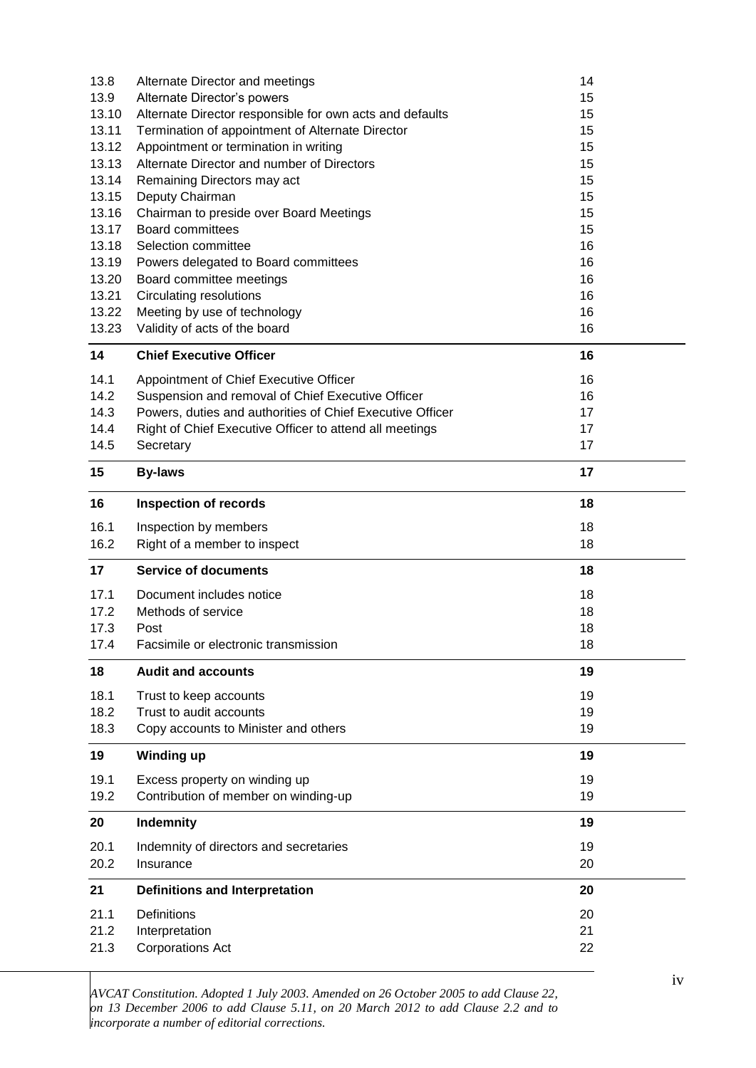| | | |
|---|---|---|
| 13.8 | Alternate Director and meetings | 14 |
| 13.9 | Alternate Director's powers | 15 |
| 13.10 | Alternate Director responsible for own acts and defaults | 15 |
| 13.11 | Termination of appointment of Alternate Director | 15 |
| 13.12 | Appointment or termination in writing | 15 |
| 13.13 | Alternate Director and number of Directors | 15 |
| 13.14 | Remaining Directors may act | 15 |
| 13.15 | Deputy Chairman | 15 |
| 13.16 | Chairman to preside over Board Meetings | 15 |
| 13.17 | Board committees | 15 |
| 13.18 | Selection committee | 16 |
| 13.19 | Powers delegated to Board committees | 16 |
| 13.20 | Board committee meetings | 16 |
| 13.21 | Circulating resolutions | 16 |
| 13.22 | Meeting by use of technology | 16 |
| 13.23 | Validity of acts of the board | 16 |
| **14** | **Chief Executive Officer** | **16** |
| 14.1 | Appointment of Chief Executive Officer | 16 |
| 14.2 | Suspension and removal of Chief Executive Officer | 16 |
| 14.3 | Powers, duties and authorities of Chief Executive Officer | 17 |
| 14.4 | Right of Chief Executive Officer to attend all meetings | 17 |
| 14.5 | Secretary | 17 |
| **15** | **By-laws** | **17** |
| **16** | **Inspection of records** | **18** |
| 16.1 | Inspection by members | 18 |
| 16.2 | Right of a member to inspect | 18 |
| **17** | **Service of documents** | **18** |
| 17.1 | Document includes notice | 18 |
| 17.2 | Methods of service | 18 |
| 17.3 | Post | 18 |
| 17.4 | Facsimile or electronic transmission | 18 |
| **18** | **Audit and accounts** | **19** |
| 18.1 | Trust to keep accounts | 19 |
| 18.2 | Trust to audit accounts | 19 |
| 18.3 | Copy accounts to Minister and others | 19 |
| **19** | **Winding up** | **19** |
| 19.1 | Excess property on winding up | 19 |
| 19.2 | Contribution of member on winding-up | 19 |
| **20** | **Indemnity** | **19** |
| 20.1 | Indemnity of directors and secretaries | 19 |
| 20.2 | Insurance | 20 |
| **21** | **Definitions and Interpretation** | **20** |
| 21.1 | Definitions | 20 |
| 21.2 | Interpretation | 21 |
| 21.3 | Corporations Act | 22 |

*AVCAT Constitution. Adopted 1 July 2003. Amended on 26 October 2005 to add Clause 22, on 13 December 2006 to add Clause 5.11, on 20 March 2012 to add Clause 2.2 and to incorporate a number of editorial corrections.*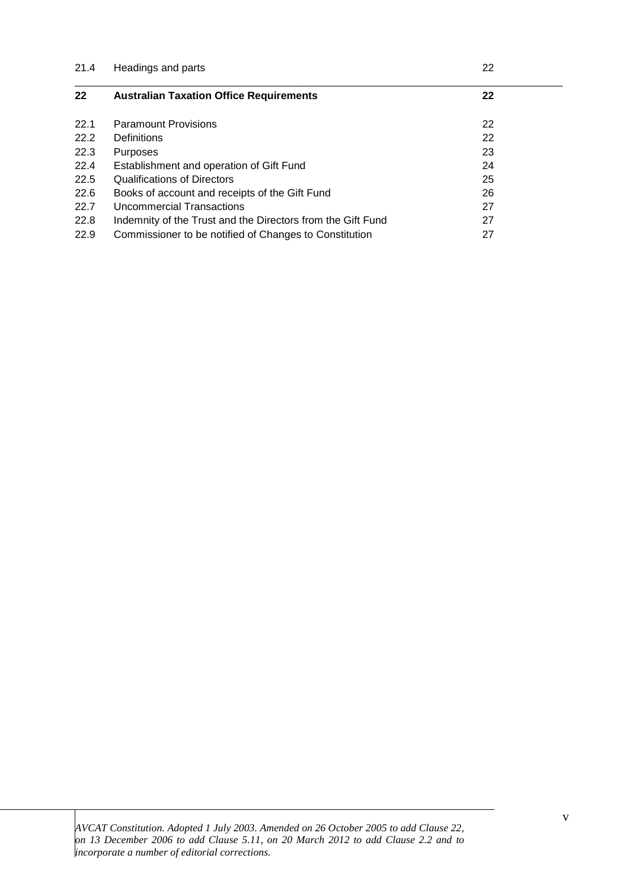| | | |
|---|---|---|
| 21.4 | Headings and parts | 22 |
| **22** | **Australian Taxation Office Requirements** | **22** |
| 22.1 | Paramount Provisions | 22 |
| 22.2 | Definitions | 22 |
| 22.3 | Purposes | 23 |
| 22.4 | Establishment and operation of Gift Fund | 24 |
| 22.5 | Qualifications of Directors | 25 |
| 22.6 | Books of account and receipts of the Gift Fund | 26 |
| 22.7 | Uncommercial Transactions | 27 |
| 22.8 | Indemnity of the Trust and the Directors from the Gift Fund | 27 |
| 22.9 | Commissioner to be notified of Changes to Constitution | 27 |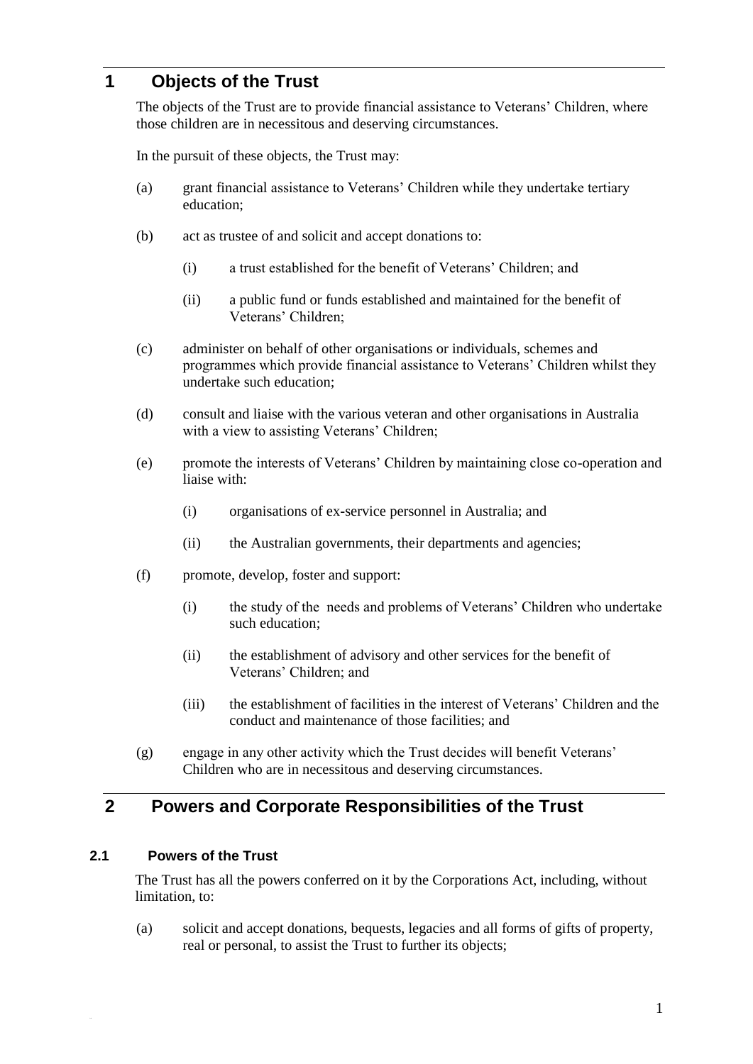# 1 Objects of the Trust

The objects of the Trust are to provide financial assistance to Veterans' Children, where those children are in necessitous and deserving circumstances.

In the pursuit of these objects, the Trust may:

(a) grant financial assistance to Veterans' Children while they undertake tertiary education;

(b) act as trustee of and solicit and accept donations to:

  (i) a trust established for the benefit of Veterans' Children; and

  (ii) a public fund or funds established and maintained for the benefit of Veterans' Children;

(c) administer on behalf of other organisations or individuals, schemes and programmes which provide financial assistance to Veterans' Children whilst they undertake such education;

(d) consult and liaise with the various veteran and other organisations in Australia with a view to assisting Veterans' Children;

(e) promote the interests of Veterans' Children by maintaining close co-operation and liaise with:

  (i) organisations of ex-service personnel in Australia; and

  (ii) the Australian governments, their departments and agencies;

(f) promote, develop, foster and support:

  (i) the study of the needs and problems of Veterans' Children who undertake such education;

  (ii) the establishment of advisory and other services for the benefit of Veterans' Children; and

  (iii) the establishment of facilities in the interest of Veterans' Children and the conduct and maintenance of those facilities; and

(g) engage in any other activity which the Trust decides will benefit Veterans' Children who are in necessitous and deserving circumstances.

# 2 Powers and Corporate Responsibilities of the Trust

## 2.1 Powers of the Trust

The Trust has all the powers conferred on it by the Corporations Act, including, without limitation, to:

(a) solicit and accept donations, bequests, legacies and all forms of gifts of property, real or personal, to assist the Trust to further its objects;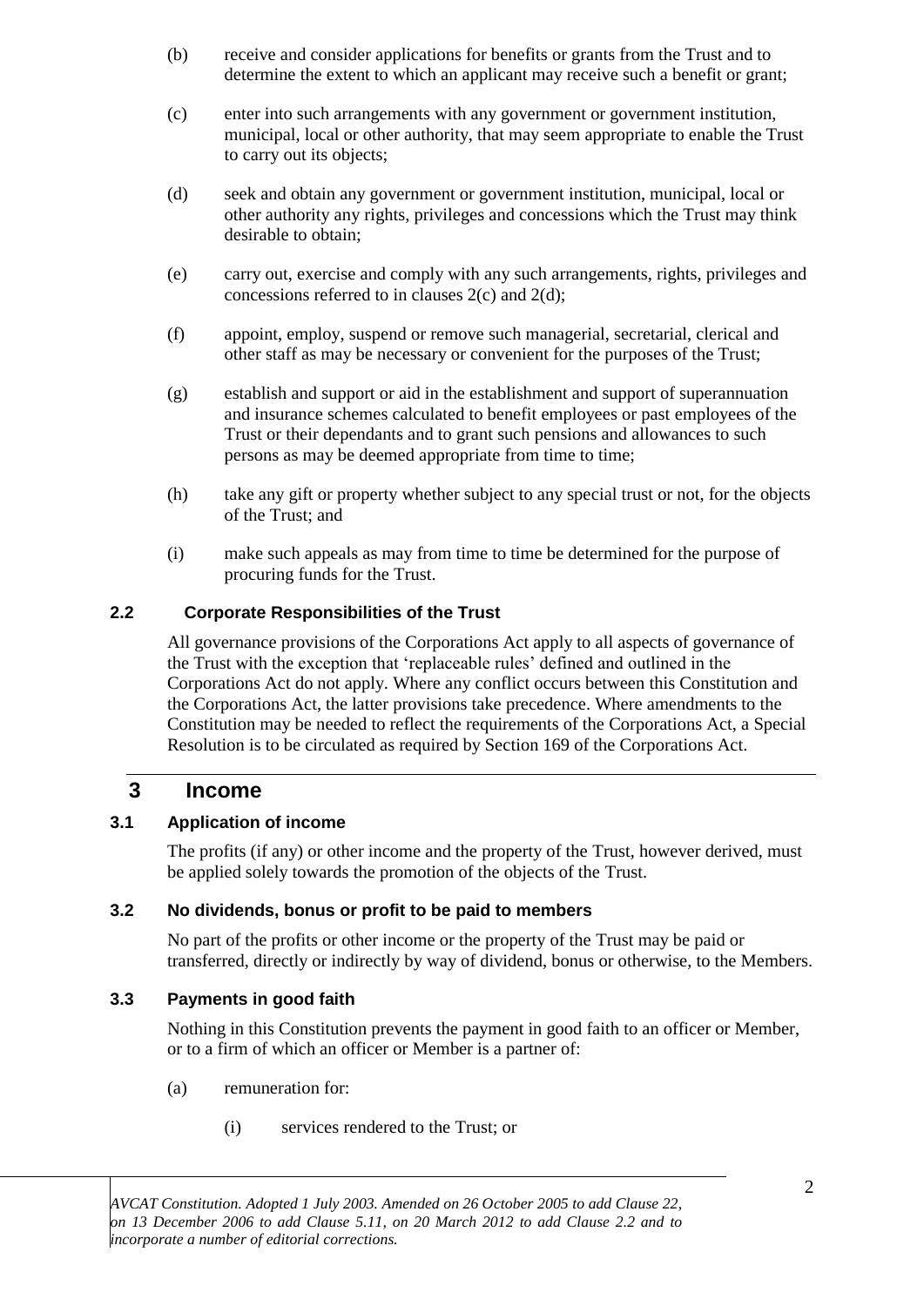(b) receive and consider applications for benefits or grants from the Trust and to determine the extent to which an applicant may receive such a benefit or grant;

(c) enter into such arrangements with any government or government institution, municipal, local or other authority, that may seem appropriate to enable the Trust to carry out its objects;

(d) seek and obtain any government or government institution, municipal, local or other authority any rights, privileges and concessions which the Trust may think desirable to obtain;

(e) carry out, exercise and comply with any such arrangements, rights, privileges and concessions referred to in clauses 2(c) and 2(d);

(f) appoint, employ, suspend or remove such managerial, secretarial, clerical and other staff as may be necessary or convenient for the purposes of the Trust;

(g) establish and support or aid in the establishment and support of superannuation and insurance schemes calculated to benefit employees or past employees of the Trust or their dependants and to grant such pensions and allowances to such persons as may be deemed appropriate from time to time;

(h) take any gift or property whether subject to any special trust or not, for the objects of the Trust; and

(i) make such appeals as may from time to time be determined for the purpose of procuring funds for the Trust.

### 2.2 Corporate Responsibilities of the Trust

All governance provisions of the Corporations Act apply to all aspects of governance of the Trust with the exception that 'replaceable rules' defined and outlined in the Corporations Act do not apply. Where any conflict occurs between this Constitution and the Corporations Act, the latter provisions take precedence. Where amendments to the Constitution may be needed to reflect the requirements of the Corporations Act, a Special Resolution is to be circulated as required by Section 169 of the Corporations Act.

## 3 Income

### 3.1 Application of income

The profits (if any) or other income and the property of the Trust, however derived, must be applied solely towards the promotion of the objects of the Trust.

### 3.2 No dividends, bonus or profit to be paid to members

No part of the profits or other income or the property of the Trust may be paid or transferred, directly or indirectly by way of dividend, bonus or otherwise, to the Members.

### 3.3 Payments in good faith

Nothing in this Constitution prevents the payment in good faith to an officer or Member, or to a firm of which an officer or Member is a partner of:

(a) remuneration for:

(i) services rendered to the Trust; or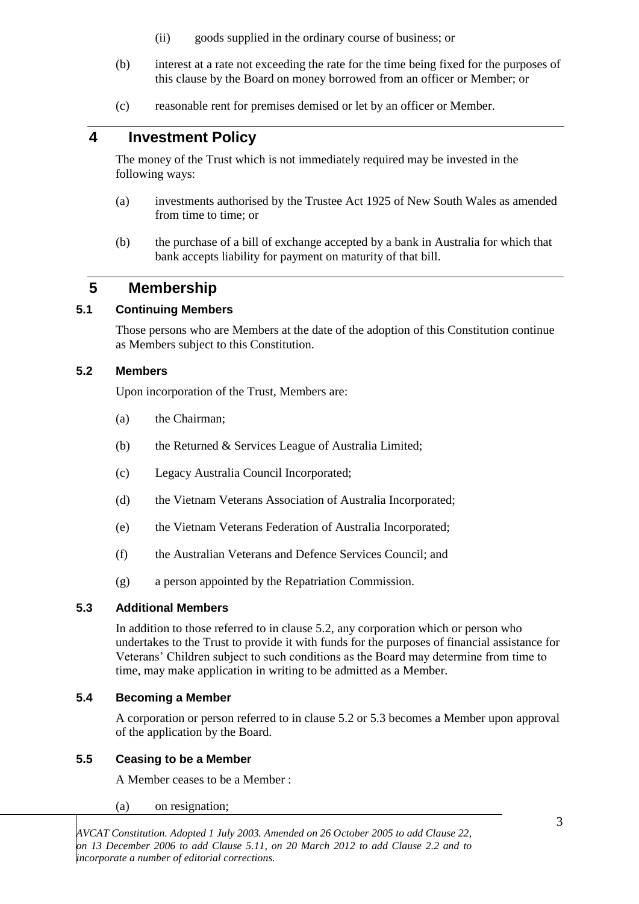(ii) goods supplied in the ordinary course of business; or

(b) interest at a rate not exceeding the rate for the time being fixed for the purposes of this clause by the Board on money borrowed from an officer or Member; or

(c) reasonable rent for premises demised or let by an officer or Member.

## 4 Investment Policy

The money of the Trust which is not immediately required may be invested in the following ways:

(a) investments authorised by the Trustee Act 1925 of New South Wales as amended from time to time; or

(b) the purchase of a bill of exchange accepted by a bank in Australia for which that bank accepts liability for payment on maturity of that bill.

## 5 Membership

### 5.1 Continuing Members

Those persons who are Members at the date of the adoption of this Constitution continue as Members subject to this Constitution.

### 5.2 Members

Upon incorporation of the Trust, Members are:

(a) the Chairman;

(b) the Returned & Services League of Australia Limited;

(c) Legacy Australia Council Incorporated;

(d) the Vietnam Veterans Association of Australia Incorporated;

(e) the Vietnam Veterans Federation of Australia Incorporated;

(f) the Australian Veterans and Defence Services Council; and

(g) a person appointed by the Repatriation Commission.

### 5.3 Additional Members

In addition to those referred to in clause 5.2, any corporation which or person who undertakes to the Trust to provide it with funds for the purposes of financial assistance for Veterans' Children subject to such conditions as the Board may determine from time to time, may make application in writing to be admitted as a Member.

### 5.4 Becoming a Member

A corporation or person referred to in clause 5.2 or 5.3 becomes a Member upon approval of the application by the Board.

### 5.5 Ceasing to be a Member

A Member ceases to be a Member :

(a) on resignation;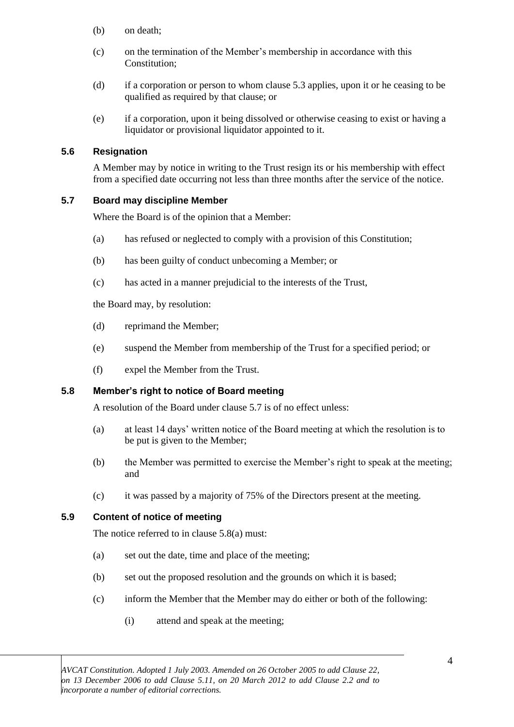(b) on death;

(c) on the termination of the Member's membership in accordance with this Constitution;

(d) if a corporation or person to whom clause 5.3 applies, upon it or he ceasing to be qualified as required by that clause; or

(e) if a corporation, upon it being dissolved or otherwise ceasing to exist or having a liquidator or provisional liquidator appointed to it.

### 5.6 Resignation

A Member may by notice in writing to the Trust resign its or his membership with effect from a specified date occurring not less than three months after the service of the notice.

### 5.7 Board may discipline Member

Where the Board is of the opinion that a Member:

(a) has refused or neglected to comply with a provision of this Constitution;

(b) has been guilty of conduct unbecoming a Member; or

(c) has acted in a manner prejudicial to the interests of the Trust,

the Board may, by resolution:

(d) reprimand the Member;

(e) suspend the Member from membership of the Trust for a specified period; or

(f) expel the Member from the Trust.

### 5.8 Member's right to notice of Board meeting

A resolution of the Board under clause 5.7 is of no effect unless:

(a) at least 14 days' written notice of the Board meeting at which the resolution is to be put is given to the Member;

(b) the Member was permitted to exercise the Member's right to speak at the meeting; and

(c) it was passed by a majority of 75% of the Directors present at the meeting.

### 5.9 Content of notice of meeting

The notice referred to in clause 5.8(a) must:

(a) set out the date, time and place of the meeting;

(b) set out the proposed resolution and the grounds on which it is based;

(c) inform the Member that the Member may do either or both of the following:

(i) attend and speak at the meeting;

*AVCAT Constitution. Adopted 1 July 2003. Amended on 26 October 2005 to add Clause 22, on 13 December 2006 to add Clause 5.11, on 20 March 2012 to add Clause 2.2 and to incorporate a number of editorial corrections.*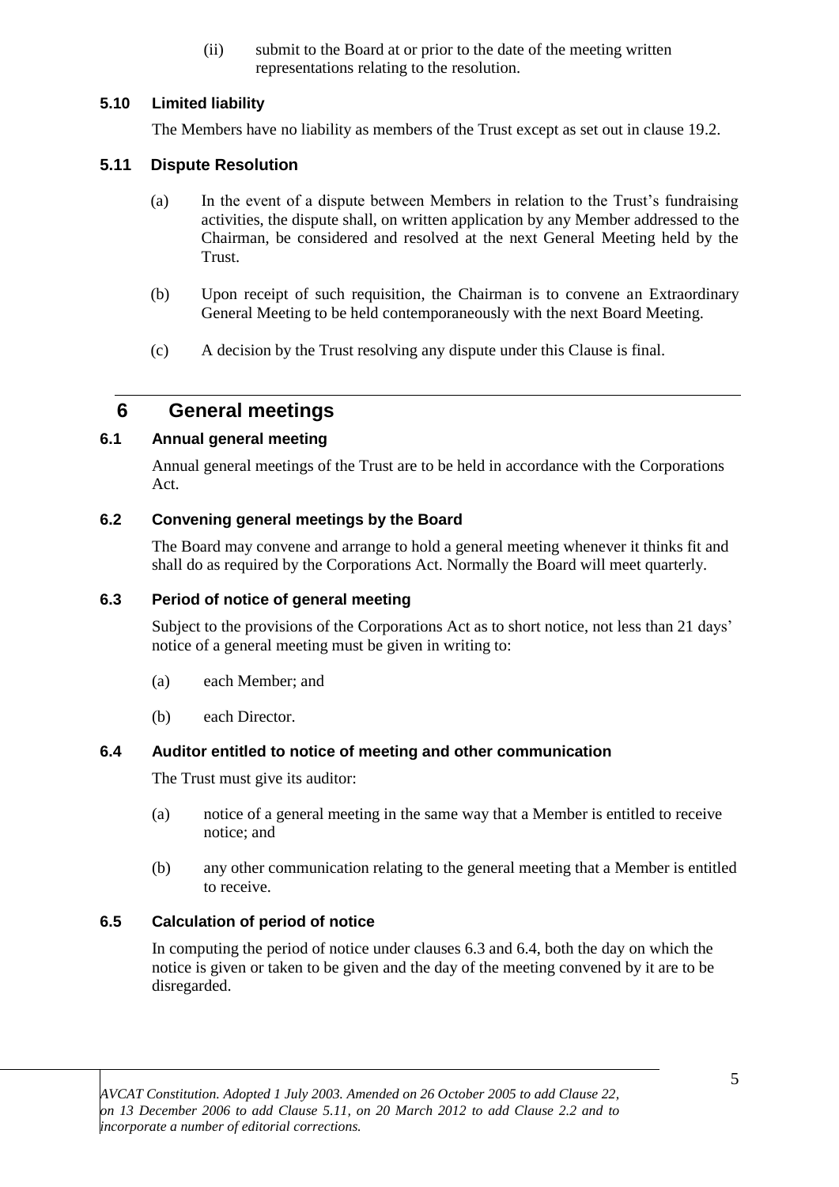(ii) submit to the Board at or prior to the date of the meeting written representations relating to the resolution.

### 5.10 Limited liability

The Members have no liability as members of the Trust except as set out in clause 19.2.

### 5.11 Dispute Resolution

(a) In the event of a dispute between Members in relation to the Trust's fundraising activities, the dispute shall, on written application by any Member addressed to the Chairman, be considered and resolved at the next General Meeting held by the Trust.

(b) Upon receipt of such requisition, the Chairman is to convene an Extraordinary General Meeting to be held contemporaneously with the next Board Meeting.

(c) A decision by the Trust resolving any dispute under this Clause is final.

## 6 General meetings

### 6.1 Annual general meeting

Annual general meetings of the Trust are to be held in accordance with the Corporations Act.

### 6.2 Convening general meetings by the Board

The Board may convene and arrange to hold a general meeting whenever it thinks fit and shall do as required by the Corporations Act. Normally the Board will meet quarterly.

### 6.3 Period of notice of general meeting

Subject to the provisions of the Corporations Act as to short notice, not less than 21 days' notice of a general meeting must be given in writing to:

(a) each Member; and

(b) each Director.

### 6.4 Auditor entitled to notice of meeting and other communication

The Trust must give its auditor:

(a) notice of a general meeting in the same way that a Member is entitled to receive notice; and

(b) any other communication relating to the general meeting that a Member is entitled to receive.

### 6.5 Calculation of period of notice

In computing the period of notice under clauses 6.3 and 6.4, both the day on which the notice is given or taken to be given and the day of the meeting convened by it are to be disregarded.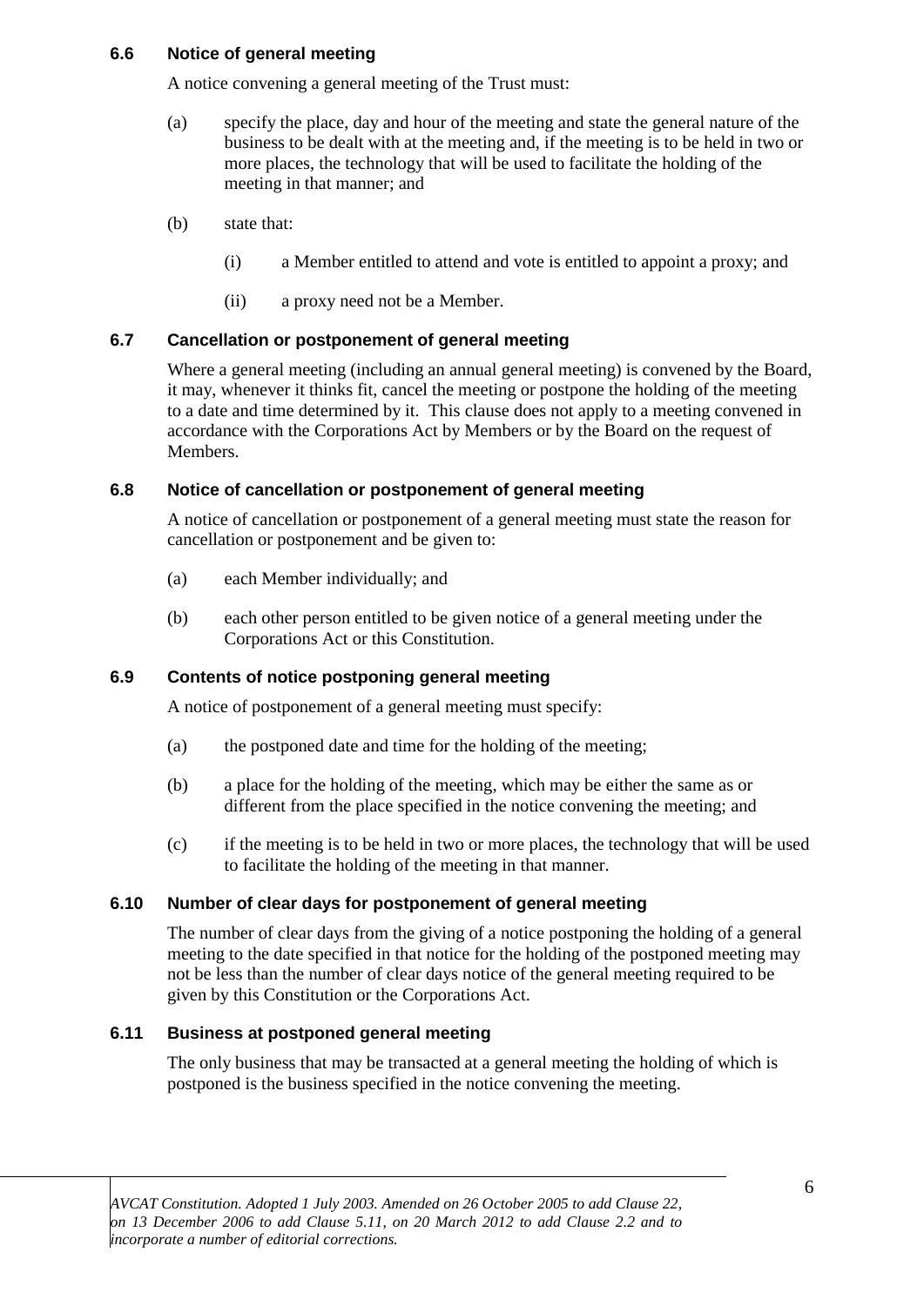### 6.6 Notice of general meeting

A notice convening a general meeting of the Trust must:

(a) specify the place, day and hour of the meeting and state the general nature of the business to be dealt with at the meeting and, if the meeting is to be held in two or more places, the technology that will be used to facilitate the holding of the meeting in that manner; and

(b) state that:

(i) a Member entitled to attend and vote is entitled to appoint a proxy; and

(ii) a proxy need not be a Member.

### 6.7 Cancellation or postponement of general meeting

Where a general meeting (including an annual general meeting) is convened by the Board, it may, whenever it thinks fit, cancel the meeting or postpone the holding of the meeting to a date and time determined by it. This clause does not apply to a meeting convened in accordance with the Corporations Act by Members or by the Board on the request of Members.

### 6.8 Notice of cancellation or postponement of general meeting

A notice of cancellation or postponement of a general meeting must state the reason for cancellation or postponement and be given to:

(a) each Member individually; and

(b) each other person entitled to be given notice of a general meeting under the Corporations Act or this Constitution.

### 6.9 Contents of notice postponing general meeting

A notice of postponement of a general meeting must specify:

(a) the postponed date and time for the holding of the meeting;

(b) a place for the holding of the meeting, which may be either the same as or different from the place specified in the notice convening the meeting; and

(c) if the meeting is to be held in two or more places, the technology that will be used to facilitate the holding of the meeting in that manner.

### 6.10 Number of clear days for postponement of general meeting

The number of clear days from the giving of a notice postponing the holding of a general meeting to the date specified in that notice for the holding of the postponed meeting may not be less than the number of clear days notice of the general meeting required to be given by this Constitution or the Corporations Act.

### 6.11 Business at postponed general meeting

The only business that may be transacted at a general meeting the holding of which is postponed is the business specified in the notice convening the meeting.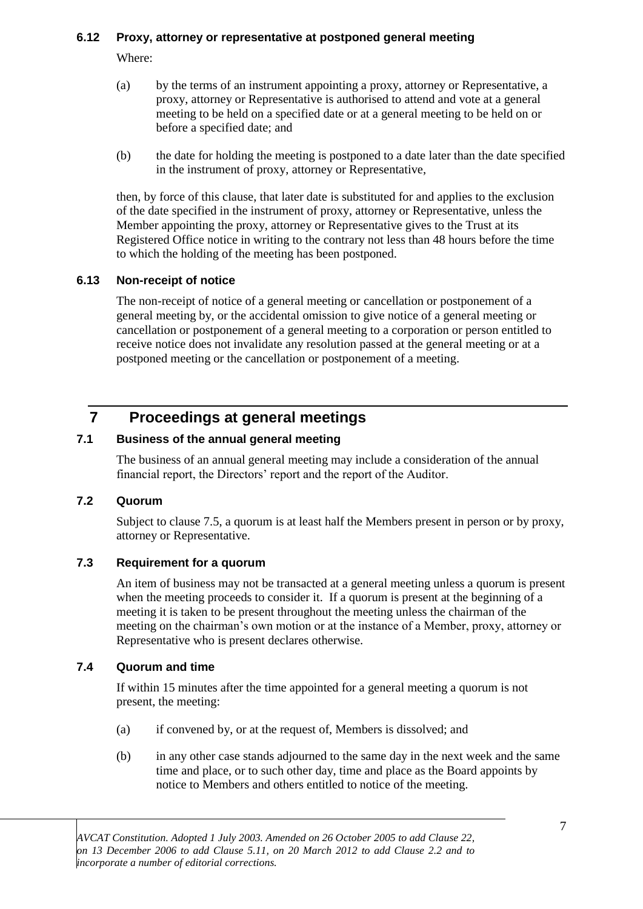### 6.12 Proxy, attorney or representative at postponed general meeting

Where:

(a) by the terms of an instrument appointing a proxy, attorney or Representative, a proxy, attorney or Representative is authorised to attend and vote at a general meeting to be held on a specified date or at a general meeting to be held on or before a specified date; and

(b) the date for holding the meeting is postponed to a date later than the date specified in the instrument of proxy, attorney or Representative,

then, by force of this clause, that later date is substituted for and applies to the exclusion of the date specified in the instrument of proxy, attorney or Representative, unless the Member appointing the proxy, attorney or Representative gives to the Trust at its Registered Office notice in writing to the contrary not less than 48 hours before the time to which the holding of the meeting has been postponed.

### 6.13 Non-receipt of notice

The non-receipt of notice of a general meeting or cancellation or postponement of a general meeting by, or the accidental omission to give notice of a general meeting or cancellation or postponement of a general meeting to a corporation or person entitled to receive notice does not invalidate any resolution passed at the general meeting or at a postponed meeting or the cancellation or postponement of a meeting.

## 7 Proceedings at general meetings

### 7.1 Business of the annual general meeting

The business of an annual general meeting may include a consideration of the annual financial report, the Directors' report and the report of the Auditor.

### 7.2 Quorum

Subject to clause 7.5, a quorum is at least half the Members present in person or by proxy, attorney or Representative.

### 7.3 Requirement for a quorum

An item of business may not be transacted at a general meeting unless a quorum is present when the meeting proceeds to consider it. If a quorum is present at the beginning of a meeting it is taken to be present throughout the meeting unless the chairman of the meeting on the chairman's own motion or at the instance of a Member, proxy, attorney or Representative who is present declares otherwise.

### 7.4 Quorum and time

If within 15 minutes after the time appointed for a general meeting a quorum is not present, the meeting:

(a) if convened by, or at the request of, Members is dissolved; and

(b) in any other case stands adjourned to the same day in the next week and the same time and place, or to such other day, time and place as the Board appoints by notice to Members and others entitled to notice of the meeting.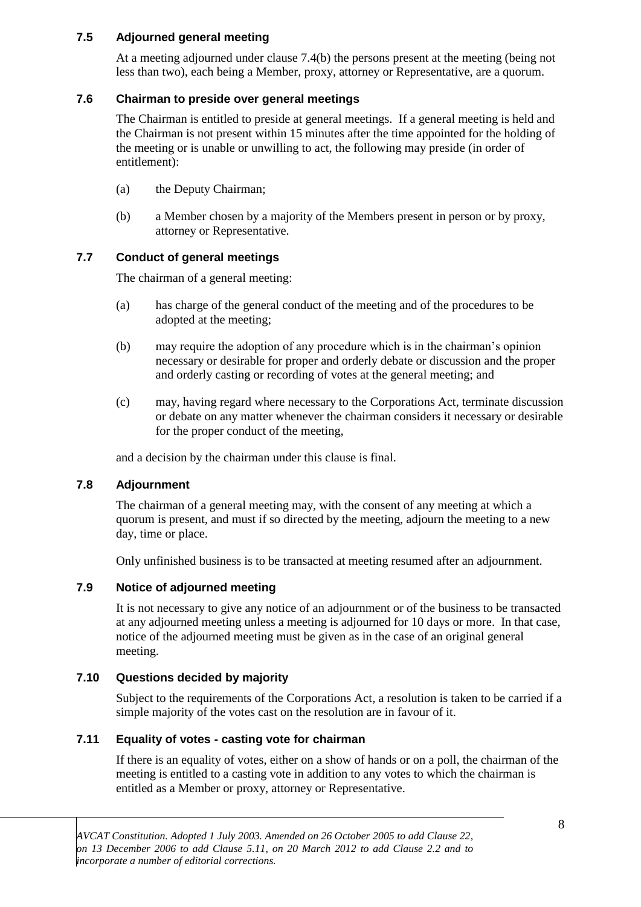### 7.5 Adjourned general meeting

At a meeting adjourned under clause 7.4(b) the persons present at the meeting (being not less than two), each being a Member, proxy, attorney or Representative, are a quorum.

### 7.6 Chairman to preside over general meetings

The Chairman is entitled to preside at general meetings. If a general meeting is held and the Chairman is not present within 15 minutes after the time appointed for the holding of the meeting or is unable or unwilling to act, the following may preside (in order of entitlement):

(a) the Deputy Chairman;

(b) a Member chosen by a majority of the Members present in person or by proxy, attorney or Representative.

### 7.7 Conduct of general meetings

The chairman of a general meeting:

(a) has charge of the general conduct of the meeting and of the procedures to be adopted at the meeting;

(b) may require the adoption of any procedure which is in the chairman's opinion necessary or desirable for proper and orderly debate or discussion and the proper and orderly casting or recording of votes at the general meeting; and

(c) may, having regard where necessary to the Corporations Act, terminate discussion or debate on any matter whenever the chairman considers it necessary or desirable for the proper conduct of the meeting,

and a decision by the chairman under this clause is final.

### 7.8 Adjournment

The chairman of a general meeting may, with the consent of any meeting at which a quorum is present, and must if so directed by the meeting, adjourn the meeting to a new day, time or place.

Only unfinished business is to be transacted at meeting resumed after an adjournment.

### 7.9 Notice of adjourned meeting

It is not necessary to give any notice of an adjournment or of the business to be transacted at any adjourned meeting unless a meeting is adjourned for 10 days or more. In that case, notice of the adjourned meeting must be given as in the case of an original general meeting.

### 7.10 Questions decided by majority

Subject to the requirements of the Corporations Act, a resolution is taken to be carried if a simple majority of the votes cast on the resolution are in favour of it.

### 7.11 Equality of votes - casting vote for chairman

If there is an equality of votes, either on a show of hands or on a poll, the chairman of the meeting is entitled to a casting vote in addition to any votes to which the chairman is entitled as a Member or proxy, attorney or Representative.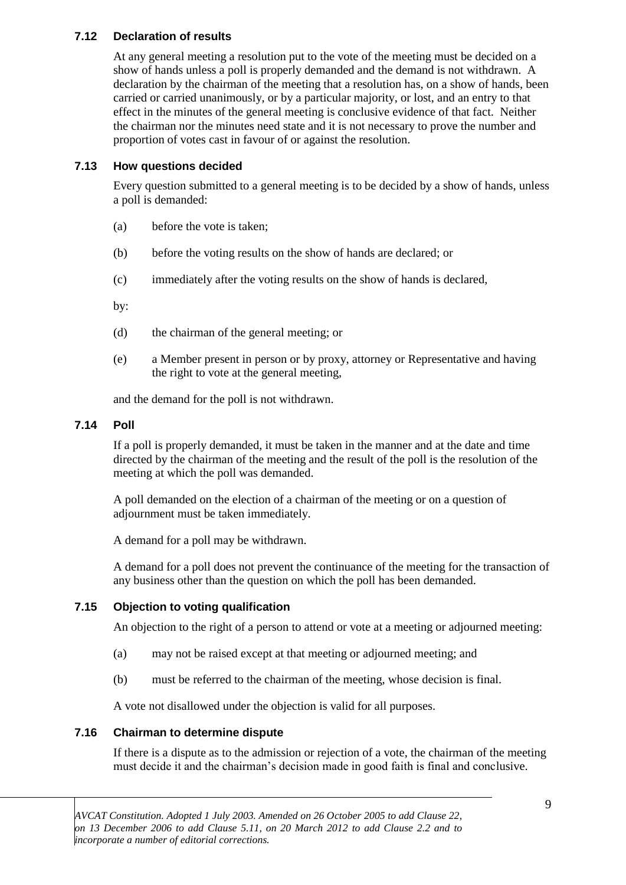### 7.12 Declaration of results

At any general meeting a resolution put to the vote of the meeting must be decided on a show of hands unless a poll is properly demanded and the demand is not withdrawn. A declaration by the chairman of the meeting that a resolution has, on a show of hands, been carried or carried unanimously, or by a particular majority, or lost, and an entry to that effect in the minutes of the general meeting is conclusive evidence of that fact. Neither the chairman nor the minutes need state and it is not necessary to prove the number and proportion of votes cast in favour of or against the resolution.

### 7.13 How questions decided

Every question submitted to a general meeting is to be decided by a show of hands, unless a poll is demanded:

(a) before the vote is taken;

(b) before the voting results on the show of hands are declared; or

(c) immediately after the voting results on the show of hands is declared,

by:

(d) the chairman of the general meeting; or

(e) a Member present in person or by proxy, attorney or Representative and having the right to vote at the general meeting,

and the demand for the poll is not withdrawn.

### 7.14 Poll

If a poll is properly demanded, it must be taken in the manner and at the date and time directed by the chairman of the meeting and the result of the poll is the resolution of the meeting at which the poll was demanded.

A poll demanded on the election of a chairman of the meeting or on a question of adjournment must be taken immediately.

A demand for a poll may be withdrawn.

A demand for a poll does not prevent the continuance of the meeting for the transaction of any business other than the question on which the poll has been demanded.

### 7.15 Objection to voting qualification

An objection to the right of a person to attend or vote at a meeting or adjourned meeting:

(a) may not be raised except at that meeting or adjourned meeting; and

(b) must be referred to the chairman of the meeting, whose decision is final.

A vote not disallowed under the objection is valid for all purposes.

### 7.16 Chairman to determine dispute

If there is a dispute as to the admission or rejection of a vote, the chairman of the meeting must decide it and the chairman's decision made in good faith is final and conclusive.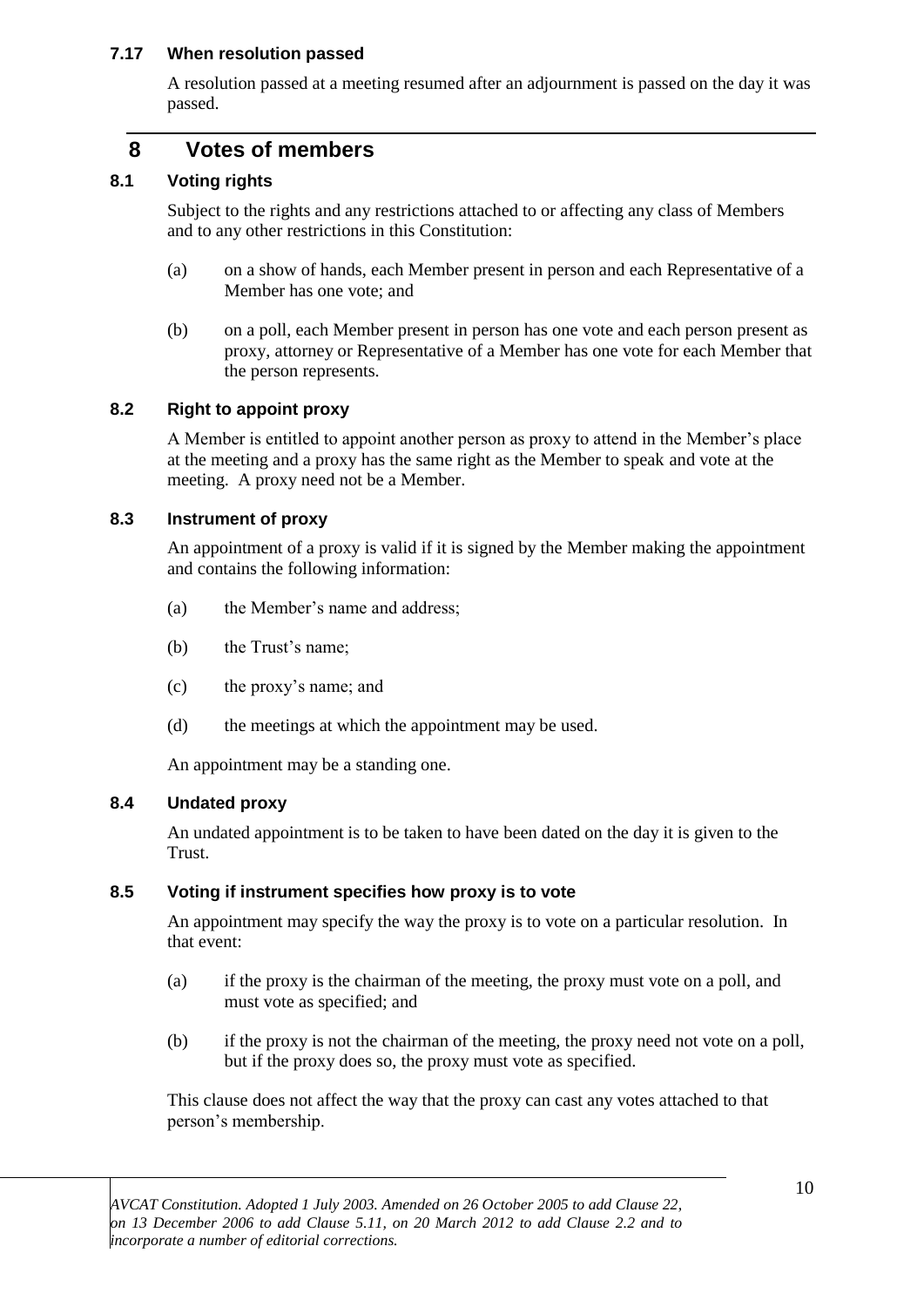### 7.17 When resolution passed

A resolution passed at a meeting resumed after an adjournment is passed on the day it was passed.

## 8 Votes of members

### 8.1 Voting rights

Subject to the rights and any restrictions attached to or affecting any class of Members and to any other restrictions in this Constitution:

(a) on a show of hands, each Member present in person and each Representative of a Member has one vote; and

(b) on a poll, each Member present in person has one vote and each person present as proxy, attorney or Representative of a Member has one vote for each Member that the person represents.

### 8.2 Right to appoint proxy

A Member is entitled to appoint another person as proxy to attend in the Member's place at the meeting and a proxy has the same right as the Member to speak and vote at the meeting. A proxy need not be a Member.

### 8.3 Instrument of proxy

An appointment of a proxy is valid if it is signed by the Member making the appointment and contains the following information:

(a) the Member's name and address;

(b) the Trust's name;

(c) the proxy's name; and

(d) the meetings at which the appointment may be used.

An appointment may be a standing one.

### 8.4 Undated proxy

An undated appointment is to be taken to have been dated on the day it is given to the Trust.

### 8.5 Voting if instrument specifies how proxy is to vote

An appointment may specify the way the proxy is to vote on a particular resolution. In that event:

(a) if the proxy is the chairman of the meeting, the proxy must vote on a poll, and must vote as specified; and

(b) if the proxy is not the chairman of the meeting, the proxy need not vote on a poll, but if the proxy does so, the proxy must vote as specified.

This clause does not affect the way that the proxy can cast any votes attached to that person's membership.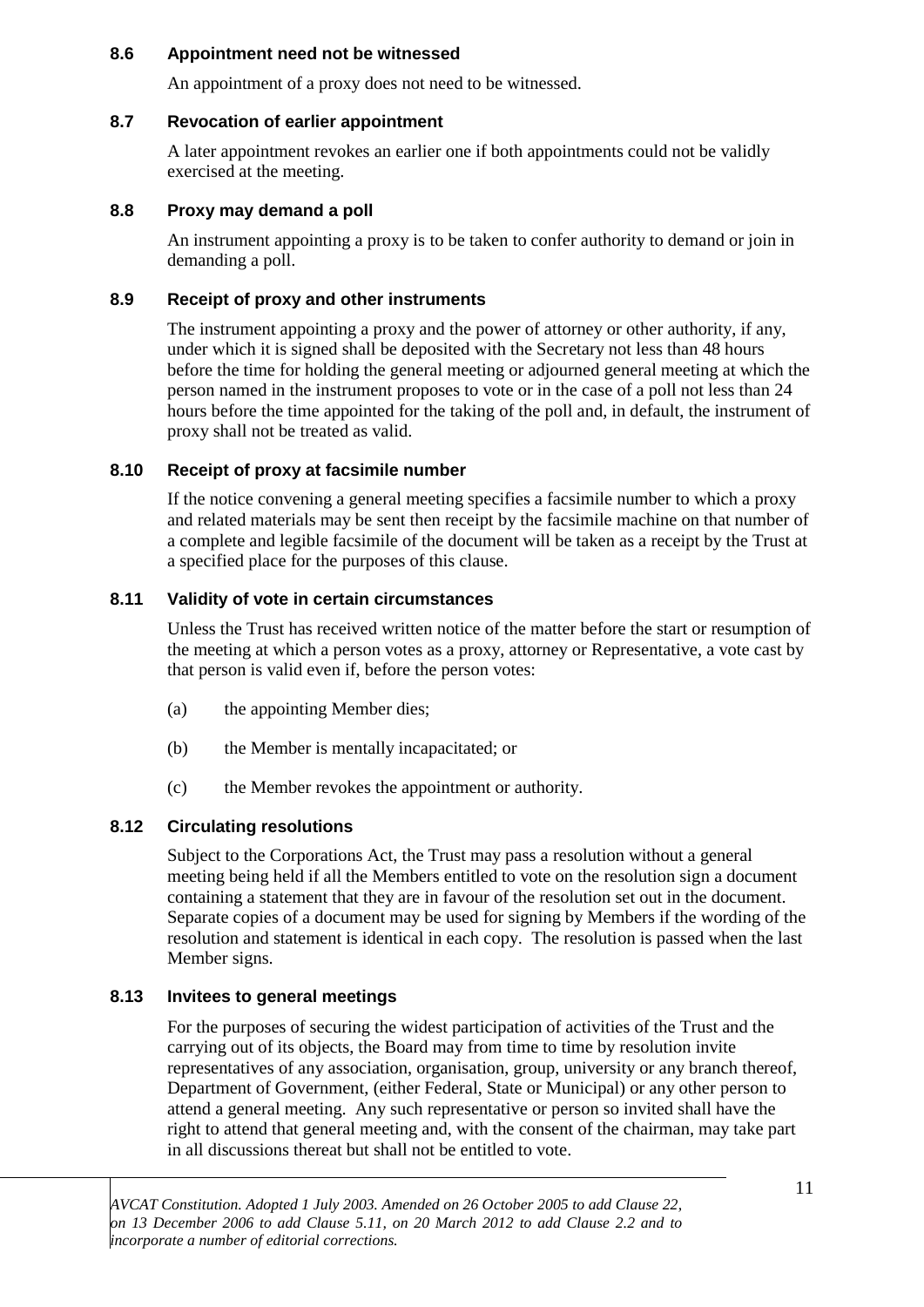### 8.6 Appointment need not be witnessed

An appointment of a proxy does not need to be witnessed.

### 8.7 Revocation of earlier appointment

A later appointment revokes an earlier one if both appointments could not be validly exercised at the meeting.

### 8.8 Proxy may demand a poll

An instrument appointing a proxy is to be taken to confer authority to demand or join in demanding a poll.

### 8.9 Receipt of proxy and other instruments

The instrument appointing a proxy and the power of attorney or other authority, if any, under which it is signed shall be deposited with the Secretary not less than 48 hours before the time for holding the general meeting or adjourned general meeting at which the person named in the instrument proposes to vote or in the case of a poll not less than 24 hours before the time appointed for the taking of the poll and, in default, the instrument of proxy shall not be treated as valid.

### 8.10 Receipt of proxy at facsimile number

If the notice convening a general meeting specifies a facsimile number to which a proxy and related materials may be sent then receipt by the facsimile machine on that number of a complete and legible facsimile of the document will be taken as a receipt by the Trust at a specified place for the purposes of this clause.

### 8.11 Validity of vote in certain circumstances

Unless the Trust has received written notice of the matter before the start or resumption of the meeting at which a person votes as a proxy, attorney or Representative, a vote cast by that person is valid even if, before the person votes:

(a) the appointing Member dies;

(b) the Member is mentally incapacitated; or

(c) the Member revokes the appointment or authority.

### 8.12 Circulating resolutions

Subject to the Corporations Act, the Trust may pass a resolution without a general meeting being held if all the Members entitled to vote on the resolution sign a document containing a statement that they are in favour of the resolution set out in the document. Separate copies of a document may be used for signing by Members if the wording of the resolution and statement is identical in each copy. The resolution is passed when the last Member signs.

### 8.13 Invitees to general meetings

For the purposes of securing the widest participation of activities of the Trust and the carrying out of its objects, the Board may from time to time by resolution invite representatives of any association, organisation, group, university or any branch thereof, Department of Government, (either Federal, State or Municipal) or any other person to attend a general meeting. Any such representative or person so invited shall have the right to attend that general meeting and, with the consent of the chairman, may take part in all discussions thereat but shall not be entitled to vote.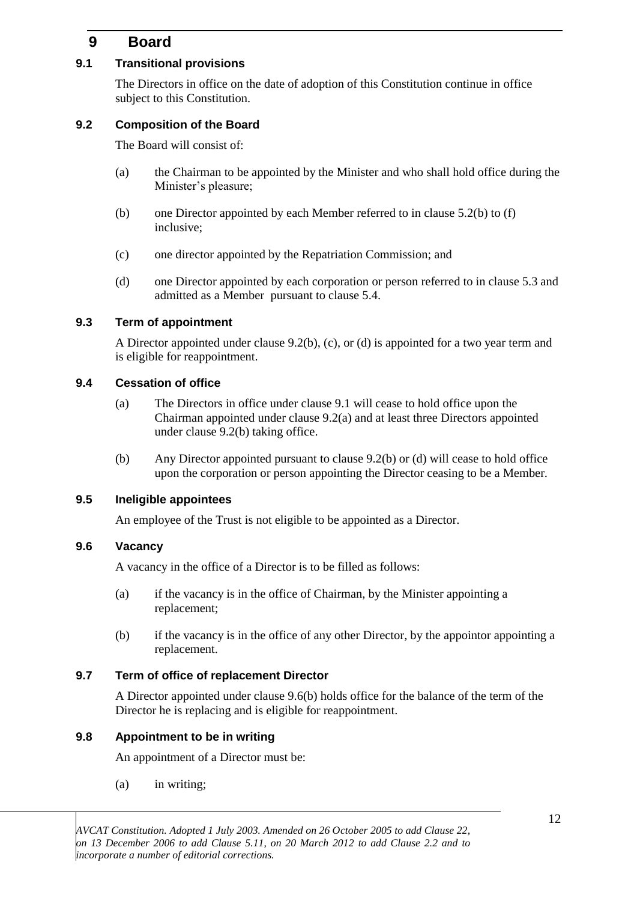# 9 Board

## 9.1 Transitional provisions

The Directors in office on the date of adoption of this Constitution continue in office subject to this Constitution.

## 9.2 Composition of the Board

The Board will consist of:

(a) the Chairman to be appointed by the Minister and who shall hold office during the Minister's pleasure;

(b) one Director appointed by each Member referred to in clause 5.2(b) to (f) inclusive;

(c) one director appointed by the Repatriation Commission; and

(d) one Director appointed by each corporation or person referred to in clause 5.3 and admitted as a Member pursuant to clause 5.4.

## 9.3 Term of appointment

A Director appointed under clause 9.2(b), (c), or (d) is appointed for a two year term and is eligible for reappointment.

## 9.4 Cessation of office

(a) The Directors in office under clause 9.1 will cease to hold office upon the Chairman appointed under clause 9.2(a) and at least three Directors appointed under clause 9.2(b) taking office.

(b) Any Director appointed pursuant to clause 9.2(b) or (d) will cease to hold office upon the corporation or person appointing the Director ceasing to be a Member.

## 9.5 Ineligible appointees

An employee of the Trust is not eligible to be appointed as a Director.

## 9.6 Vacancy

A vacancy in the office of a Director is to be filled as follows:

(a) if the vacancy is in the office of Chairman, by the Minister appointing a replacement;

(b) if the vacancy is in the office of any other Director, by the appointor appointing a replacement.

## 9.7 Term of office of replacement Director

A Director appointed under clause 9.6(b) holds office for the balance of the term of the Director he is replacing and is eligible for reappointment.

## 9.8 Appointment to be in writing

An appointment of a Director must be:

(a) in writing;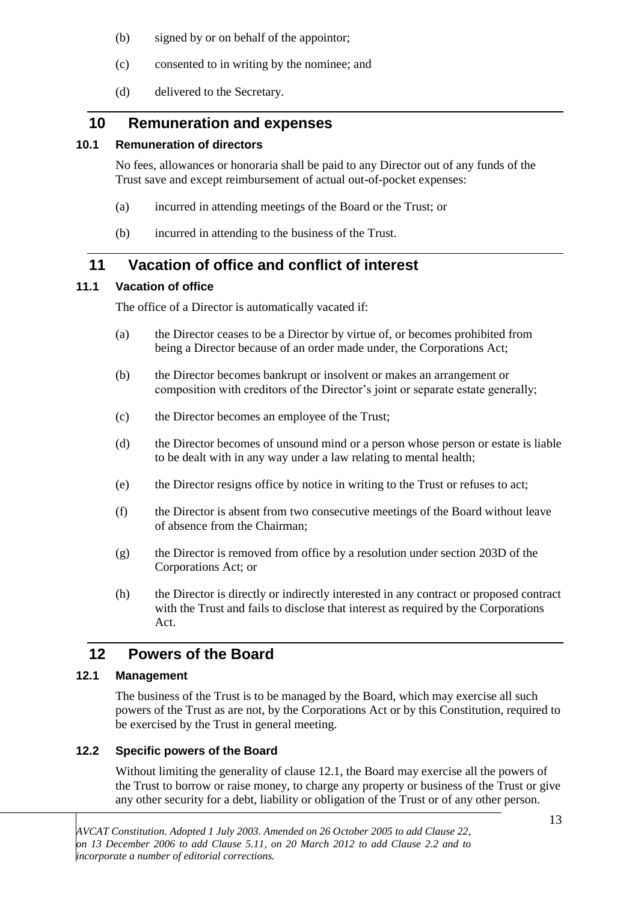(b) signed by or on behalf of the appointor;

(c) consented to in writing by the nominee; and

(d) delivered to the Secretary.

# 10 Remuneration and expenses

### 10.1 Remuneration of directors

No fees, allowances or honoraria shall be paid to any Director out of any funds of the Trust save and except reimbursement of actual out-of-pocket expenses:

(a) incurred in attending meetings of the Board or the Trust; or

(b) incurred in attending to the business of the Trust.

# 11 Vacation of office and conflict of interest

### 11.1 Vacation of office

The office of a Director is automatically vacated if:

(a) the Director ceases to be a Director by virtue of, or becomes prohibited from being a Director because of an order made under, the Corporations Act;

(b) the Director becomes bankrupt or insolvent or makes an arrangement or composition with creditors of the Director's joint or separate estate generally;

(c) the Director becomes an employee of the Trust;

(d) the Director becomes of unsound mind or a person whose person or estate is liable to be dealt with in any way under a law relating to mental health;

(e) the Director resigns office by notice in writing to the Trust or refuses to act;

(f) the Director is absent from two consecutive meetings of the Board without leave of absence from the Chairman;

(g) the Director is removed from office by a resolution under section 203D of the Corporations Act; or

(h) the Director is directly or indirectly interested in any contract or proposed contract with the Trust and fails to disclose that interest as required by the Corporations Act.

# 12 Powers of the Board

### 12.1 Management

The business of the Trust is to be managed by the Board, which may exercise all such powers of the Trust as are not, by the Corporations Act or by this Constitution, required to be exercised by the Trust in general meeting.

### 12.2 Specific powers of the Board

Without limiting the generality of clause 12.1, the Board may exercise all the powers of the Trust to borrow or raise money, to charge any property or business of the Trust or give any other security for a debt, liability or obligation of the Trust or of any other person.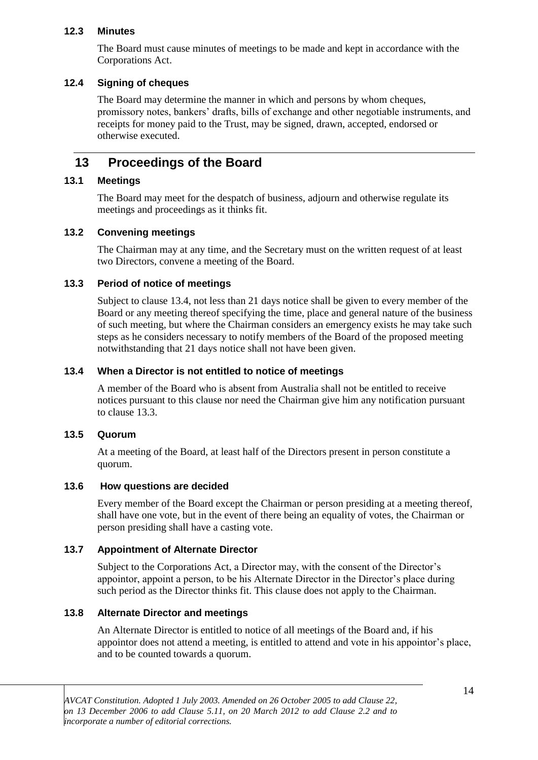### 12.3 Minutes

The Board must cause minutes of meetings to be made and kept in accordance with the Corporations Act.

### 12.4 Signing of cheques

The Board may determine the manner in which and persons by whom cheques, promissory notes, bankers' drafts, bills of exchange and other negotiable instruments, and receipts for money paid to the Trust, may be signed, drawn, accepted, endorsed or otherwise executed.

## 13 Proceedings of the Board

### 13.1 Meetings

The Board may meet for the despatch of business, adjourn and otherwise regulate its meetings and proceedings as it thinks fit.

### 13.2 Convening meetings

The Chairman may at any time, and the Secretary must on the written request of at least two Directors, convene a meeting of the Board.

### 13.3 Period of notice of meetings

Subject to clause 13.4, not less than 21 days notice shall be given to every member of the Board or any meeting thereof specifying the time, place and general nature of the business of such meeting, but where the Chairman considers an emergency exists he may take such steps as he considers necessary to notify members of the Board of the proposed meeting notwithstanding that 21 days notice shall not have been given.

### 13.4 When a Director is not entitled to notice of meetings

A member of the Board who is absent from Australia shall not be entitled to receive notices pursuant to this clause nor need the Chairman give him any notification pursuant to clause 13.3.

### 13.5 Quorum

At a meeting of the Board, at least half of the Directors present in person constitute a quorum.

### 13.6 How questions are decided

Every member of the Board except the Chairman or person presiding at a meeting thereof, shall have one vote, but in the event of there being an equality of votes, the Chairman or person presiding shall have a casting vote.

### 13.7 Appointment of Alternate Director

Subject to the Corporations Act, a Director may, with the consent of the Director's appointor, appoint a person, to be his Alternate Director in the Director's place during such period as the Director thinks fit. This clause does not apply to the Chairman.

### 13.8 Alternate Director and meetings

An Alternate Director is entitled to notice of all meetings of the Board and, if his appointor does not attend a meeting, is entitled to attend and vote in his appointor's place, and to be counted towards a quorum.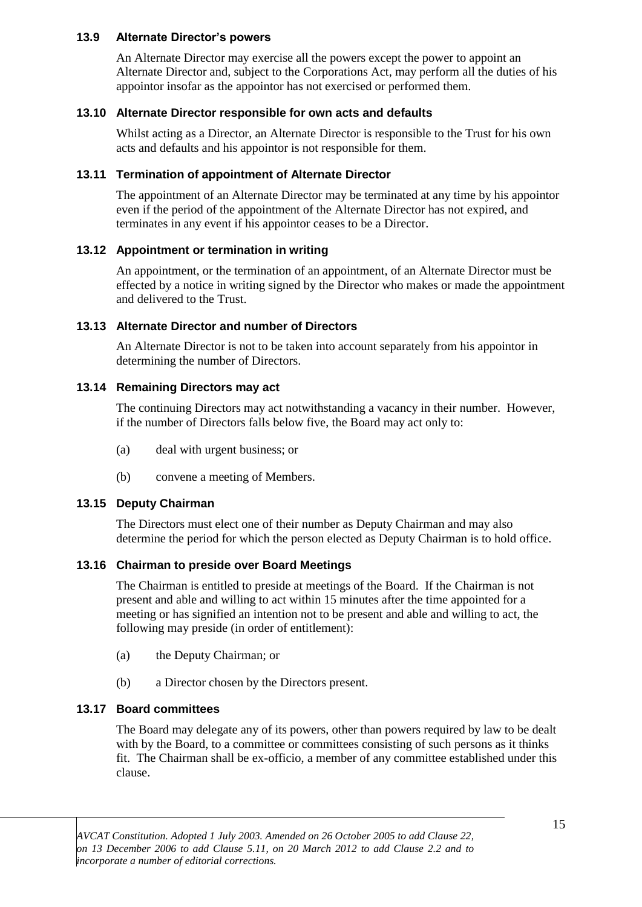### 13.9 Alternate Director's powers

An Alternate Director may exercise all the powers except the power to appoint an Alternate Director and, subject to the Corporations Act, may perform all the duties of his appointor insofar as the appointor has not exercised or performed them.

### 13.10 Alternate Director responsible for own acts and defaults

Whilst acting as a Director, an Alternate Director is responsible to the Trust for his own acts and defaults and his appointor is not responsible for them.

### 13.11 Termination of appointment of Alternate Director

The appointment of an Alternate Director may be terminated at any time by his appointor even if the period of the appointment of the Alternate Director has not expired, and terminates in any event if his appointor ceases to be a Director.

### 13.12 Appointment or termination in writing

An appointment, or the termination of an appointment, of an Alternate Director must be effected by a notice in writing signed by the Director who makes or made the appointment and delivered to the Trust.

### 13.13 Alternate Director and number of Directors

An Alternate Director is not to be taken into account separately from his appointor in determining the number of Directors.

### 13.14 Remaining Directors may act

The continuing Directors may act notwithstanding a vacancy in their number. However, if the number of Directors falls below five, the Board may act only to:

(a) deal with urgent business; or

(b) convene a meeting of Members.

### 13.15 Deputy Chairman

The Directors must elect one of their number as Deputy Chairman and may also determine the period for which the person elected as Deputy Chairman is to hold office.

### 13.16 Chairman to preside over Board Meetings

The Chairman is entitled to preside at meetings of the Board. If the Chairman is not present and able and willing to act within 15 minutes after the time appointed for a meeting or has signified an intention not to be present and able and willing to act, the following may preside (in order of entitlement):

(a) the Deputy Chairman; or

(b) a Director chosen by the Directors present.

### 13.17 Board committees

The Board may delegate any of its powers, other than powers required by law to be dealt with by the Board, to a committee or committees consisting of such persons as it thinks fit. The Chairman shall be ex-officio, a member of any committee established under this clause.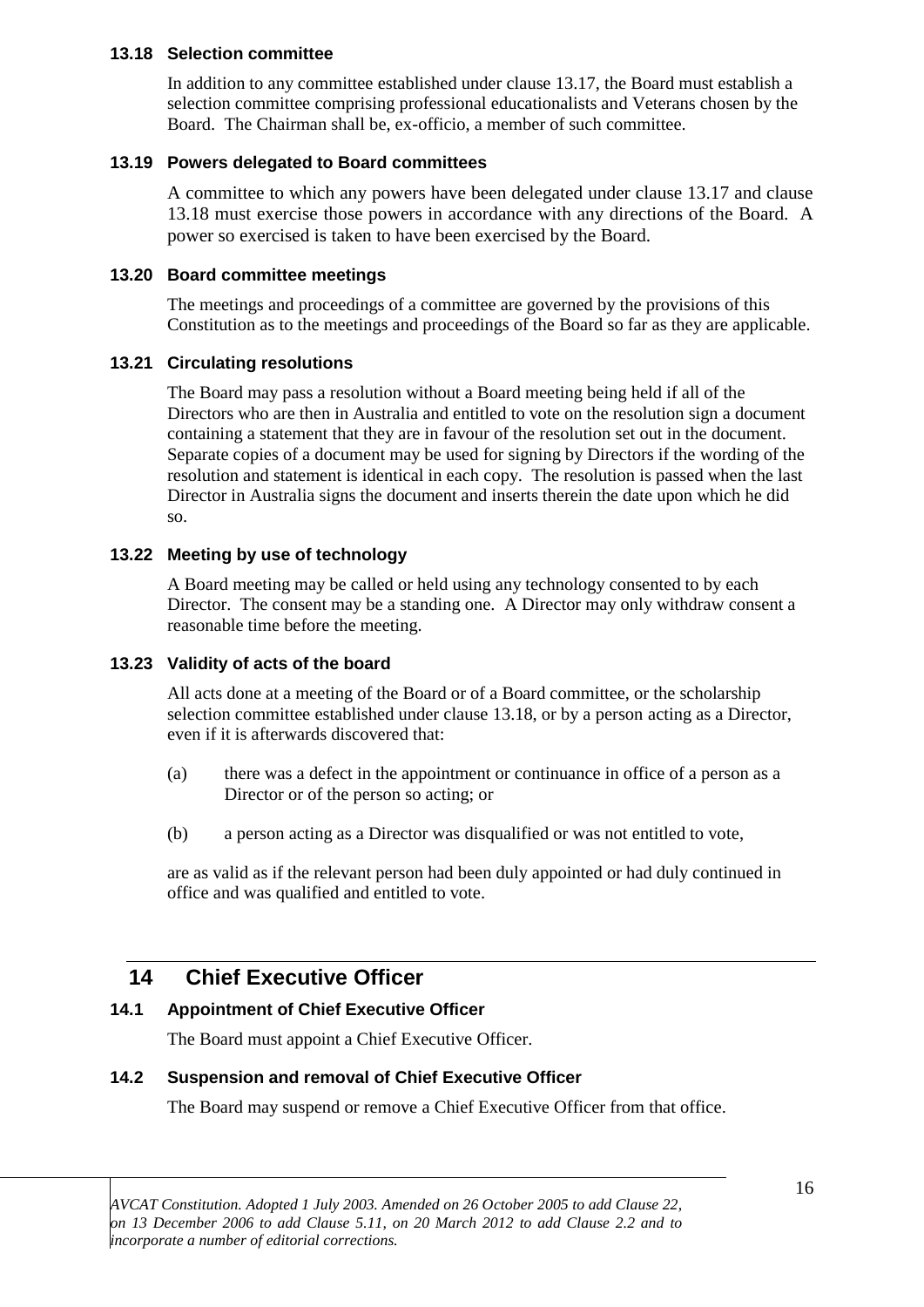### 13.18 Selection committee

In addition to any committee established under clause 13.17, the Board must establish a selection committee comprising professional educationalists and Veterans chosen by the Board. The Chairman shall be, ex-officio, a member of such committee.

### 13.19 Powers delegated to Board committees

A committee to which any powers have been delegated under clause 13.17 and clause 13.18 must exercise those powers in accordance with any directions of the Board. A power so exercised is taken to have been exercised by the Board.

### 13.20 Board committee meetings

The meetings and proceedings of a committee are governed by the provisions of this Constitution as to the meetings and proceedings of the Board so far as they are applicable.

### 13.21 Circulating resolutions

The Board may pass a resolution without a Board meeting being held if all of the Directors who are then in Australia and entitled to vote on the resolution sign a document containing a statement that they are in favour of the resolution set out in the document. Separate copies of a document may be used for signing by Directors if the wording of the resolution and statement is identical in each copy. The resolution is passed when the last Director in Australia signs the document and inserts therein the date upon which he did so.

### 13.22 Meeting by use of technology

A Board meeting may be called or held using any technology consented to by each Director. The consent may be a standing one. A Director may only withdraw consent a reasonable time before the meeting.

### 13.23 Validity of acts of the board

All acts done at a meeting of the Board or of a Board committee, or the scholarship selection committee established under clause 13.18, or by a person acting as a Director, even if it is afterwards discovered that:

(a) there was a defect in the appointment or continuance in office of a person as a Director or of the person so acting; or

(b) a person acting as a Director was disqualified or was not entitled to vote,

are as valid as if the relevant person had been duly appointed or had duly continued in office and was qualified and entitled to vote.

## 14 Chief Executive Officer

### 14.1 Appointment of Chief Executive Officer

The Board must appoint a Chief Executive Officer.

### 14.2 Suspension and removal of Chief Executive Officer

The Board may suspend or remove a Chief Executive Officer from that office.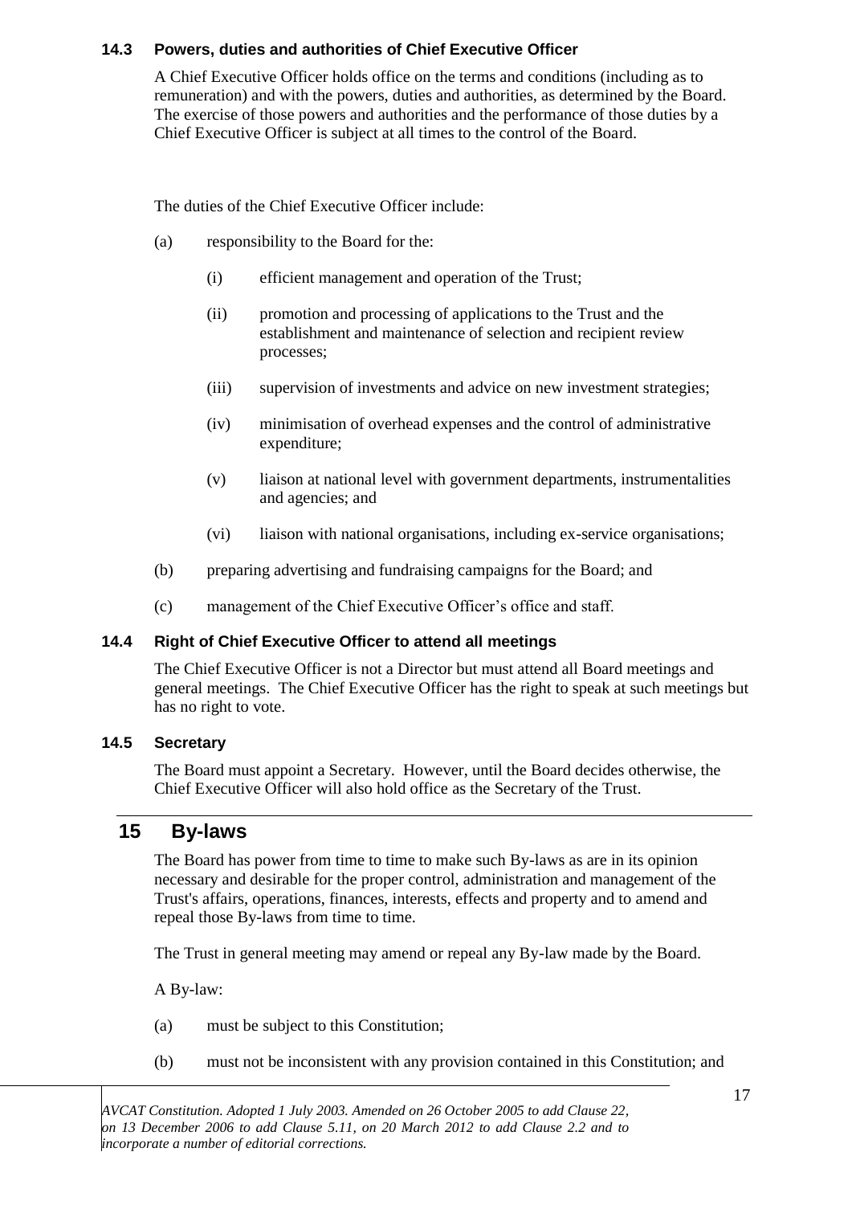### 14.3 Powers, duties and authorities of Chief Executive Officer

A Chief Executive Officer holds office on the terms and conditions (including as to remuneration) and with the powers, duties and authorities, as determined by the Board. The exercise of those powers and authorities and the performance of those duties by a Chief Executive Officer is subject at all times to the control of the Board.

The duties of the Chief Executive Officer include:

(a) responsibility to the Board for the:

  (i) efficient management and operation of the Trust;

  (ii) promotion and processing of applications to the Trust and the establishment and maintenance of selection and recipient review processes;

  (iii) supervision of investments and advice on new investment strategies;

  (iv) minimisation of overhead expenses and the control of administrative expenditure;

  (v) liaison at national level with government departments, instrumentalities and agencies; and

  (vi) liaison with national organisations, including ex-service organisations;

(b) preparing advertising and fundraising campaigns for the Board; and

(c) management of the Chief Executive Officer's office and staff.

### 14.4 Right of Chief Executive Officer to attend all meetings

The Chief Executive Officer is not a Director but must attend all Board meetings and general meetings. The Chief Executive Officer has the right to speak at such meetings but has no right to vote.

### 14.5 Secretary

The Board must appoint a Secretary. However, until the Board decides otherwise, the Chief Executive Officer will also hold office as the Secretary of the Trust.

## 15 By-laws

The Board has power from time to time to make such By-laws as are in its opinion necessary and desirable for the proper control, administration and management of the Trust's affairs, operations, finances, interests, effects and property and to amend and repeal those By-laws from time to time.

The Trust in general meeting may amend or repeal any By-law made by the Board.

A By-law:

(a) must be subject to this Constitution;

(b) must not be inconsistent with any provision contained in this Constitution; and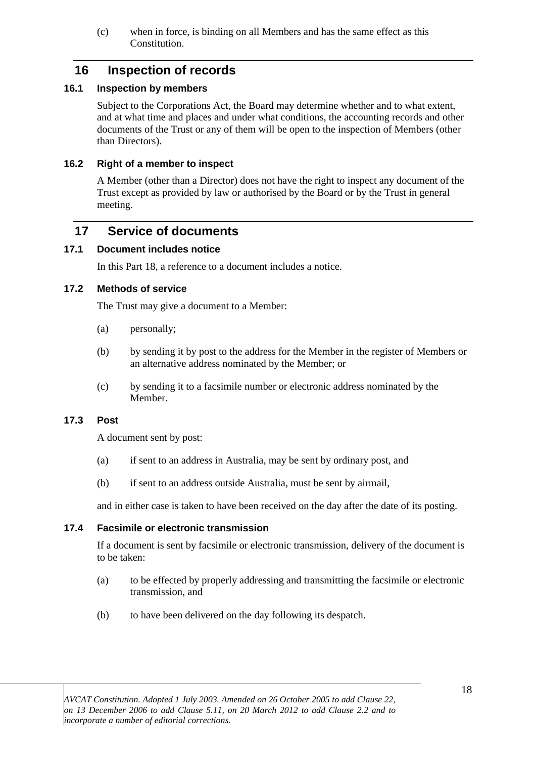(c) when in force, is binding on all Members and has the same effect as this Constitution.

## 16 Inspection of records

### 16.1 Inspection by members

Subject to the Corporations Act, the Board may determine whether and to what extent, and at what time and places and under what conditions, the accounting records and other documents of the Trust or any of them will be open to the inspection of Members (other than Directors).

### 16.2 Right of a member to inspect

A Member (other than a Director) does not have the right to inspect any document of the Trust except as provided by law or authorised by the Board or by the Trust in general meeting.

## 17 Service of documents

### 17.1 Document includes notice

In this Part 18, a reference to a document includes a notice.

### 17.2 Methods of service

The Trust may give a document to a Member:

(a) personally;

(b) by sending it by post to the address for the Member in the register of Members or an alternative address nominated by the Member; or

(c) by sending it to a facsimile number or electronic address nominated by the Member.

### 17.3 Post

A document sent by post:

(a) if sent to an address in Australia, may be sent by ordinary post, and

(b) if sent to an address outside Australia, must be sent by airmail,

and in either case is taken to have been received on the day after the date of its posting.

### 17.4 Facsimile or electronic transmission

If a document is sent by facsimile or electronic transmission, delivery of the document is to be taken:

(a) to be effected by properly addressing and transmitting the facsimile or electronic transmission, and

(b) to have been delivered on the day following its despatch.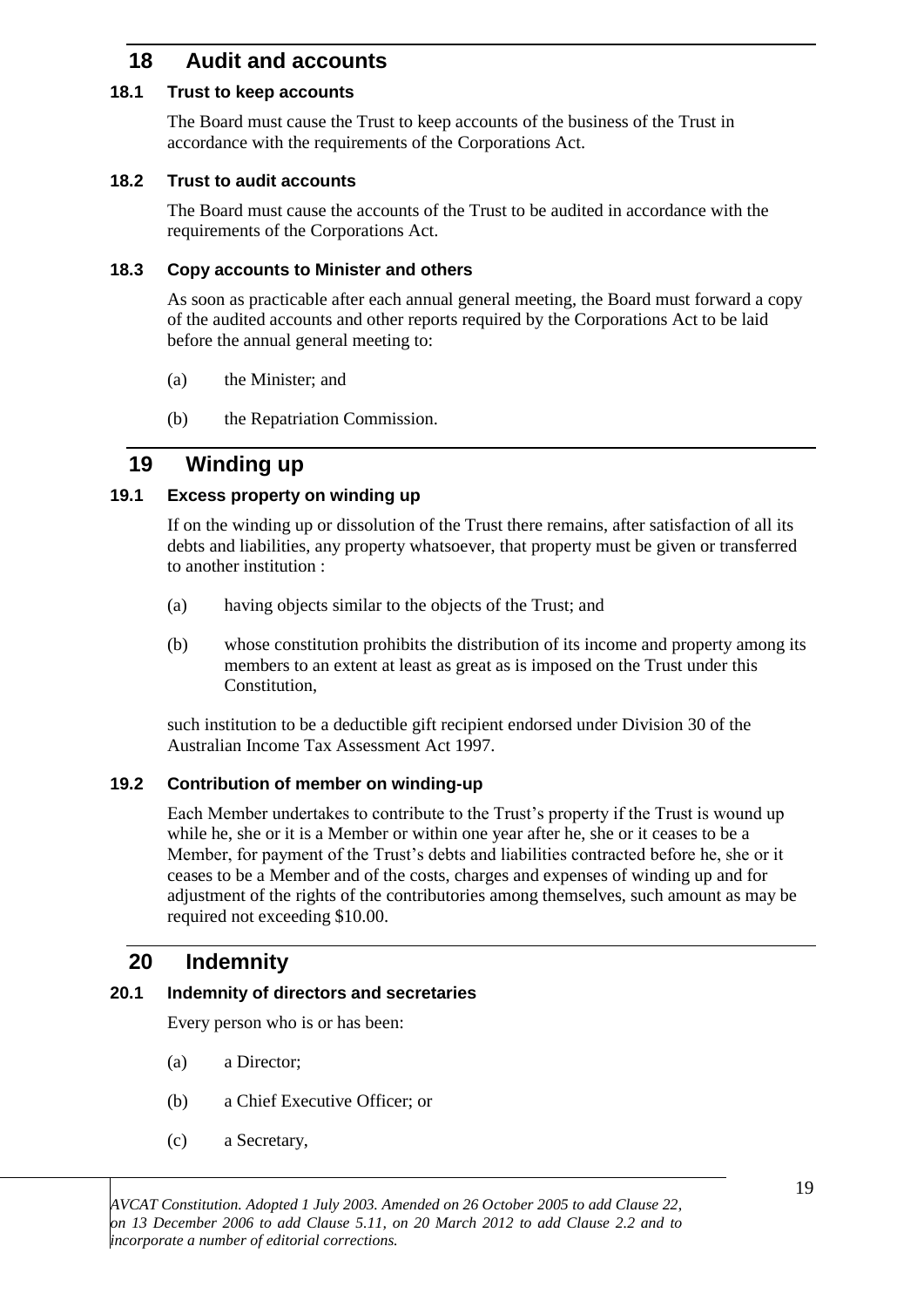## 18 Audit and accounts

### 18.1 Trust to keep accounts

The Board must cause the Trust to keep accounts of the business of the Trust in accordance with the requirements of the Corporations Act.

### 18.2 Trust to audit accounts

The Board must cause the accounts of the Trust to be audited in accordance with the requirements of the Corporations Act.

### 18.3 Copy accounts to Minister and others

As soon as practicable after each annual general meeting, the Board must forward a copy of the audited accounts and other reports required by the Corporations Act to be laid before the annual general meeting to:

(a) the Minister; and

(b) the Repatriation Commission.

## 19 Winding up

### 19.1 Excess property on winding up

If on the winding up or dissolution of the Trust there remains, after satisfaction of all its debts and liabilities, any property whatsoever, that property must be given or transferred to another institution :

(a) having objects similar to the objects of the Trust; and

(b) whose constitution prohibits the distribution of its income and property among its members to an extent at least as great as is imposed on the Trust under this Constitution,

such institution to be a deductible gift recipient endorsed under Division 30 of the Australian Income Tax Assessment Act 1997.

### 19.2 Contribution of member on winding-up

Each Member undertakes to contribute to the Trust's property if the Trust is wound up while he, she or it is a Member or within one year after he, she or it ceases to be a Member, for payment of the Trust's debts and liabilities contracted before he, she or it ceases to be a Member and of the costs, charges and expenses of winding up and for adjustment of the rights of the contributories among themselves, such amount as may be required not exceeding $10.00.

## 20 Indemnity

### 20.1 Indemnity of directors and secretaries

Every person who is or has been:

(a) a Director;

(b) a Chief Executive Officer; or

(c) a Secretary,

*AVCAT Constitution. Adopted 1 July 2003. Amended on 26 October 2005 to add Clause 22, on 13 December 2006 to add Clause 5.11, on 20 March 2012 to add Clause 2.2 and to incorporate a number of editorial corrections.*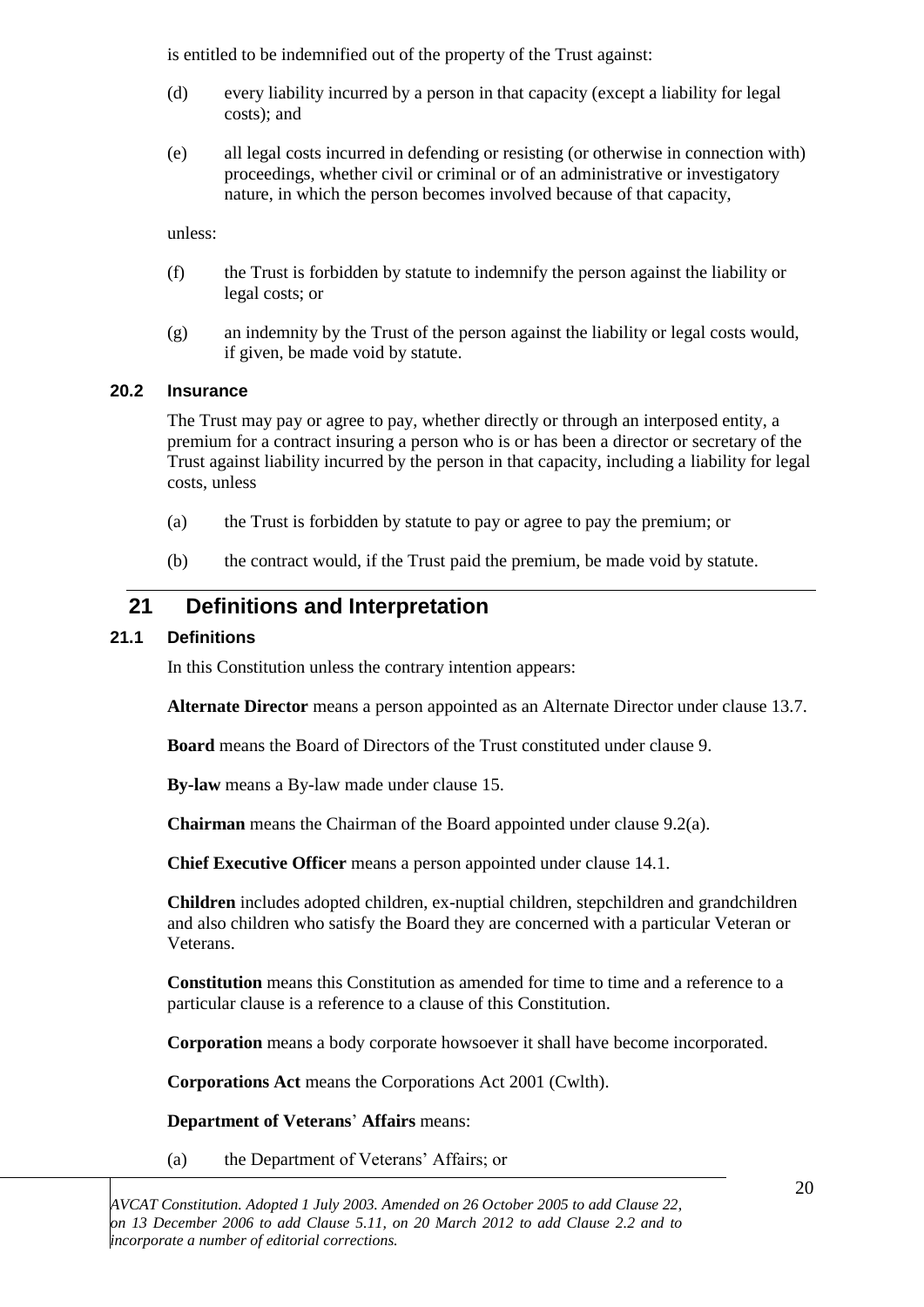is entitled to be indemnified out of the property of the Trust against:

(d) every liability incurred by a person in that capacity (except a liability for legal costs); and

(e) all legal costs incurred in defending or resisting (or otherwise in connection with) proceedings, whether civil or criminal or of an administrative or investigatory nature, in which the person becomes involved because of that capacity,

unless:

(f) the Trust is forbidden by statute to indemnify the person against the liability or legal costs; or

(g) an indemnity by the Trust of the person against the liability or legal costs would, if given, be made void by statute.

### 20.2 Insurance

The Trust may pay or agree to pay, whether directly or through an interposed entity, a premium for a contract insuring a person who is or has been a director or secretary of the Trust against liability incurred by the person in that capacity, including a liability for legal costs, unless

(a) the Trust is forbidden by statute to pay or agree to pay the premium; or

(b) the contract would, if the Trust paid the premium, be made void by statute.

## 21 Definitions and Interpretation

### 21.1 Definitions

In this Constitution unless the contrary intention appears:

**Alternate Director** means a person appointed as an Alternate Director under clause 13.7.

**Board** means the Board of Directors of the Trust constituted under clause 9.

**By-law** means a By-law made under clause 15.

**Chairman** means the Chairman of the Board appointed under clause 9.2(a).

**Chief Executive Officer** means a person appointed under clause 14.1.

**Children** includes adopted children, ex-nuptial children, stepchildren and grandchildren and also children who satisfy the Board they are concerned with a particular Veteran or Veterans.

**Constitution** means this Constitution as amended for time to time and a reference to a particular clause is a reference to a clause of this Constitution.

**Corporation** means a body corporate howsoever it shall have become incorporated.

**Corporations Act** means the Corporations Act 2001 (Cwlth).

**Department of Veterans' Affairs** means:

(a) the Department of Veterans' Affairs; or

*AVCAT Constitution. Adopted 1 July 2003. Amended on 26 October 2005 to add Clause 22, on 13 December 2006 to add Clause 5.11, on 20 March 2012 to add Clause 2.2 and to incorporate a number of editorial corrections.*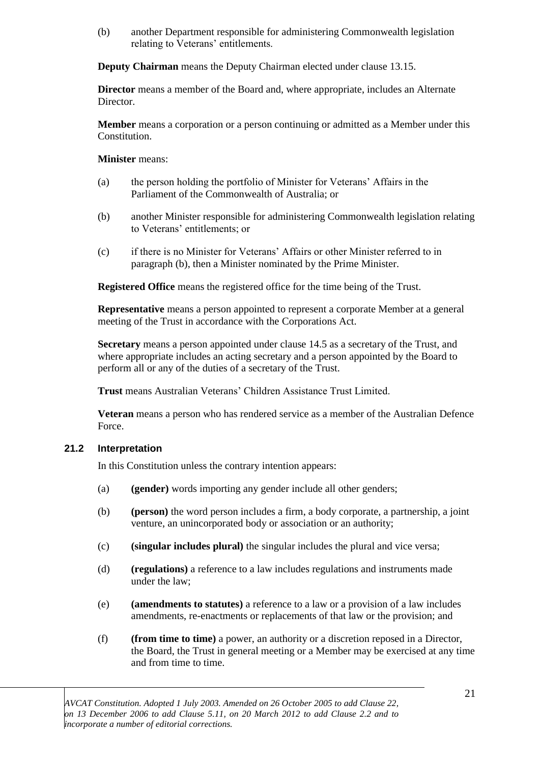(b) another Department responsible for administering Commonwealth legislation relating to Veterans' entitlements.

**Deputy Chairman** means the Deputy Chairman elected under clause 13.15.

**Director** means a member of the Board and, where appropriate, includes an Alternate Director.

**Member** means a corporation or a person continuing or admitted as a Member under this Constitution.

**Minister** means:

(a) the person holding the portfolio of Minister for Veterans' Affairs in the Parliament of the Commonwealth of Australia; or

(b) another Minister responsible for administering Commonwealth legislation relating to Veterans' entitlements; or

(c) if there is no Minister for Veterans' Affairs or other Minister referred to in paragraph (b), then a Minister nominated by the Prime Minister.

**Registered Office** means the registered office for the time being of the Trust.

**Representative** means a person appointed to represent a corporate Member at a general meeting of the Trust in accordance with the Corporations Act.

**Secretary** means a person appointed under clause 14.5 as a secretary of the Trust, and where appropriate includes an acting secretary and a person appointed by the Board to perform all or any of the duties of a secretary of the Trust.

**Trust** means Australian Veterans' Children Assistance Trust Limited.

**Veteran** means a person who has rendered service as a member of the Australian Defence Force.

### 21.2 Interpretation

In this Constitution unless the contrary intention appears:

(a) **(gender)** words importing any gender include all other genders;

(b) **(person)** the word person includes a firm, a body corporate, a partnership, a joint venture, an unincorporated body or association or an authority;

(c) **(singular includes plural)** the singular includes the plural and vice versa;

(d) **(regulations)** a reference to a law includes regulations and instruments made under the law;

(e) **(amendments to statutes)** a reference to a law or a provision of a law includes amendments, re-enactments or replacements of that law or the provision; and

(f) **(from time to time)** a power, an authority or a discretion reposed in a Director, the Board, the Trust in general meeting or a Member may be exercised at any time and from time to time.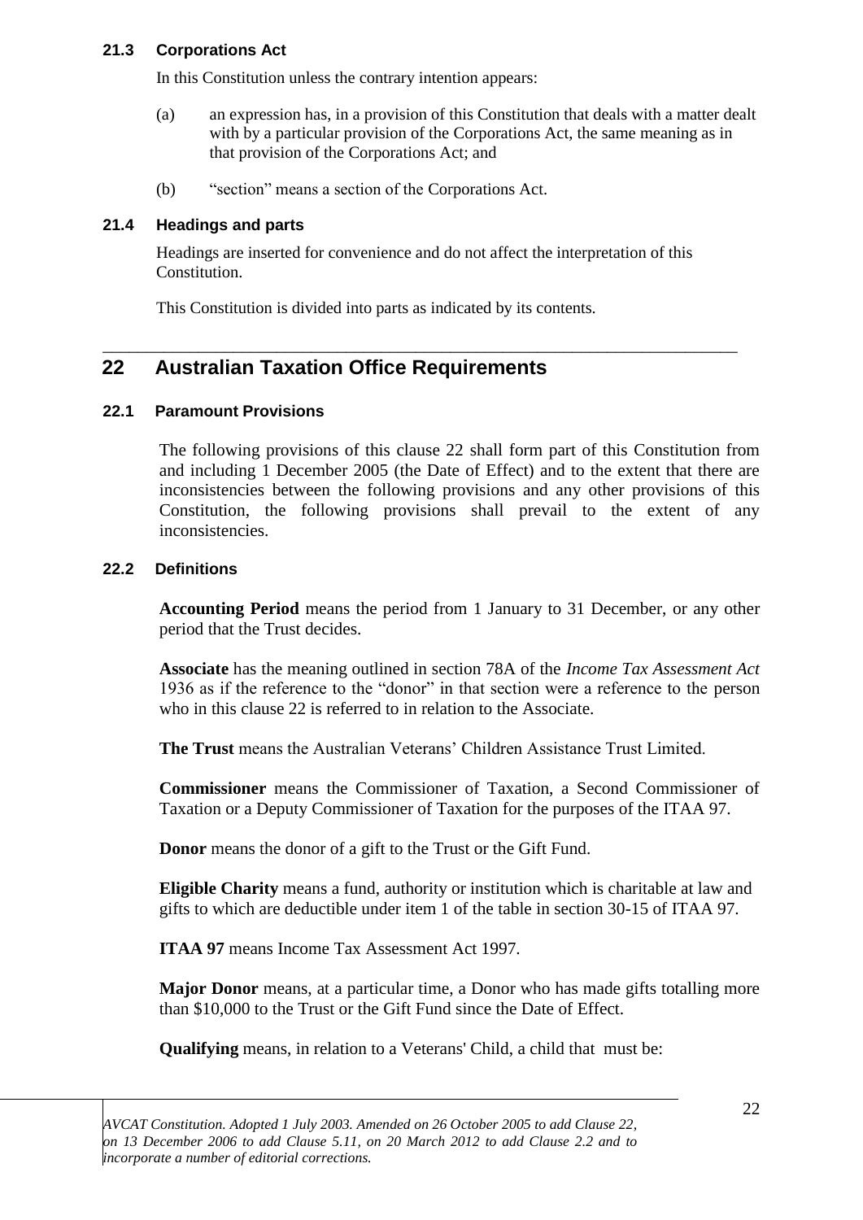### 21.3 Corporations Act

In this Constitution unless the contrary intention appears:

(a) an expression has, in a provision of this Constitution that deals with a matter dealt with by a particular provision of the Corporations Act, the same meaning as in that provision of the Corporations Act; and

(b) "section" means a section of the Corporations Act.

### 21.4 Headings and parts

Headings are inserted for convenience and do not affect the interpretation of this Constitution.

This Constitution is divided into parts as indicated by its contents.

---

## 22 Australian Taxation Office Requirements

### 22.1 Paramount Provisions

The following provisions of this clause 22 shall form part of this Constitution from and including 1 December 2005 (the Date of Effect) and to the extent that there are inconsistencies between the following provisions and any other provisions of this Constitution, the following provisions shall prevail to the extent of any inconsistencies.

### 22.2 Definitions

**Accounting Period** means the period from 1 January to 31 December, or any other period that the Trust decides.

**Associate** has the meaning outlined in section 78A of the *Income Tax Assessment Act* 1936 as if the reference to the "donor" in that section were a reference to the person who in this clause 22 is referred to in relation to the Associate.

**The Trust** means the Australian Veterans' Children Assistance Trust Limited.

**Commissioner** means the Commissioner of Taxation, a Second Commissioner of Taxation or a Deputy Commissioner of Taxation for the purposes of the ITAA 97.

**Donor** means the donor of a gift to the Trust or the Gift Fund.

**Eligible Charity** means a fund, authority or institution which is charitable at law and gifts to which are deductible under item 1 of the table in section 30-15 of ITAA 97.

**ITAA 97** means Income Tax Assessment Act 1997.

**Major Donor** means, at a particular time, a Donor who has made gifts totalling more than $10,000 to the Trust or the Gift Fund since the Date of Effect.

**Qualifying** means, in relation to a Veterans' Child, a child that must be: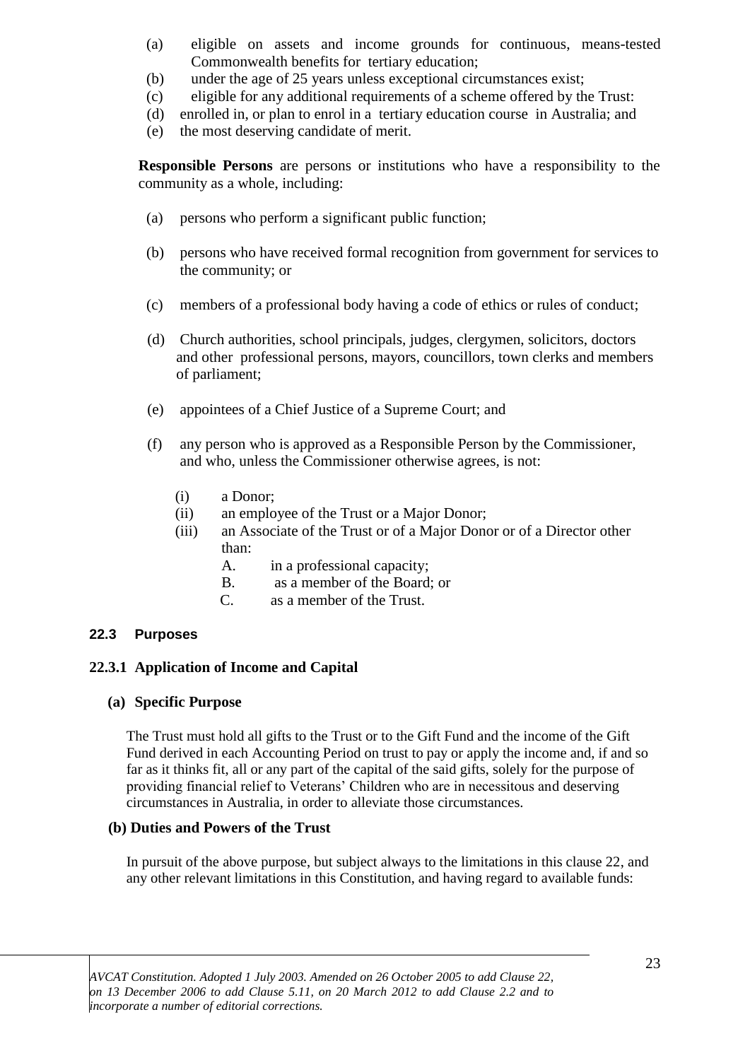(a) eligible on assets and income grounds for continuous, means-tested Commonwealth benefits for tertiary education;

(b) under the age of 25 years unless exceptional circumstances exist;

(c) eligible for any additional requirements of a scheme offered by the Trust:

(d) enrolled in, or plan to enrol in a tertiary education course in Australia; and

(e) the most deserving candidate of merit.

**Responsible Persons** are persons or institutions who have a responsibility to the community as a whole, including:

(a) persons who perform a significant public function;

(b) persons who have received formal recognition from government for services to the community; or

(c) members of a professional body having a code of ethics or rules of conduct;

(d) Church authorities, school principals, judges, clergymen, solicitors, doctors and other professional persons, mayors, councillors, town clerks and members of parliament;

(e) appointees of a Chief Justice of a Supreme Court; and

(f) any person who is approved as a Responsible Person by the Commissioner, and who, unless the Commissioner otherwise agrees, is not:

  (i) a Donor;
  (ii) an employee of the Trust or a Major Donor;
  (iii) an Associate of the Trust or of a Major Donor or of a Director other than:
    A. in a professional capacity;
    B. as a member of the Board; or
    C. as a member of the Trust.

#### 22.3 Purposes

#### 22.3.1 Application of Income and Capital

**(a) Specific Purpose**

The Trust must hold all gifts to the Trust or to the Gift Fund and the income of the Gift Fund derived in each Accounting Period on trust to pay or apply the income and, if and so far as it thinks fit, all or any part of the capital of the said gifts, solely for the purpose of providing financial relief to Veterans' Children who are in necessitous and deserving circumstances in Australia, in order to alleviate those circumstances.

**(b) Duties and Powers of the Trust**

In pursuit of the above purpose, but subject always to the limitations in this clause 22, and any other relevant limitations in this Constitution, and having regard to available funds: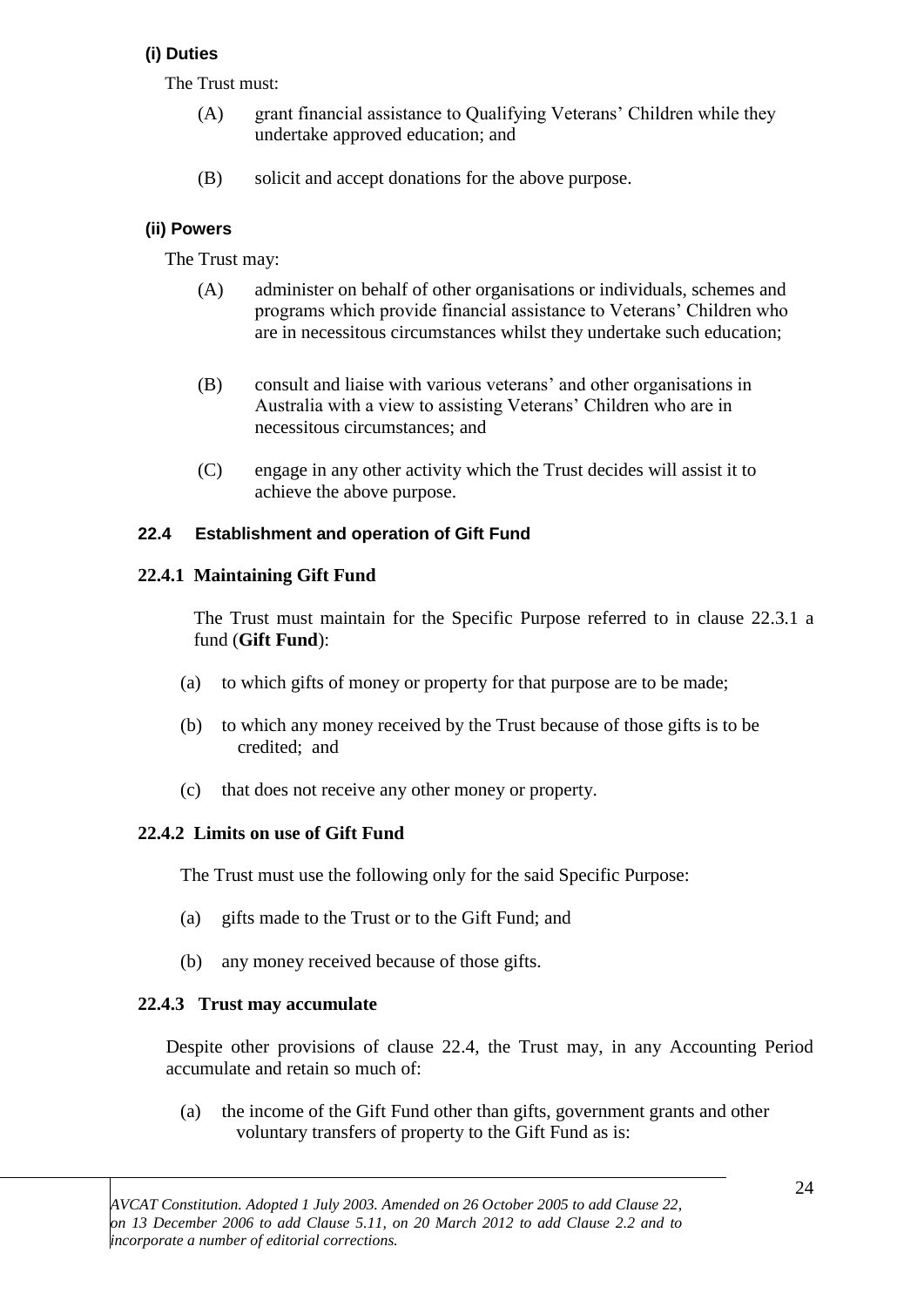#### (i) Duties

The Trust must:

(A) grant financial assistance to Qualifying Veterans' Children while they undertake approved education; and

(B) solicit and accept donations for the above purpose.

#### (ii) Powers

The Trust may:

(A) administer on behalf of other organisations or individuals, schemes and programs which provide financial assistance to Veterans' Children who are in necessitous circumstances whilst they undertake such education;

(B) consult and liaise with various veterans' and other organisations in Australia with a view to assisting Veterans' Children who are in necessitous circumstances; and

(C) engage in any other activity which the Trust decides will assist it to achieve the above purpose.

### 22.4 Establishment and operation of Gift Fund

#### 22.4.1 Maintaining Gift Fund

The Trust must maintain for the Specific Purpose referred to in clause 22.3.1 a fund (**Gift Fund**):

(a) to which gifts of money or property for that purpose are to be made;

(b) to which any money received by the Trust because of those gifts is to be credited; and

(c) that does not receive any other money or property.

#### 22.4.2 Limits on use of Gift Fund

The Trust must use the following only for the said Specific Purpose:

(a) gifts made to the Trust or to the Gift Fund; and

(b) any money received because of those gifts.

#### 22.4.3 Trust may accumulate

Despite other provisions of clause 22.4, the Trust may, in any Accounting Period accumulate and retain so much of:

(a) the income of the Gift Fund other than gifts, government grants and other voluntary transfers of property to the Gift Fund as is:

*AVCAT Constitution. Adopted 1 July 2003. Amended on 26 October 2005 to add Clause 22, on 13 December 2006 to add Clause 5.11, on 20 March 2012 to add Clause 2.2 and to incorporate a number of editorial corrections.*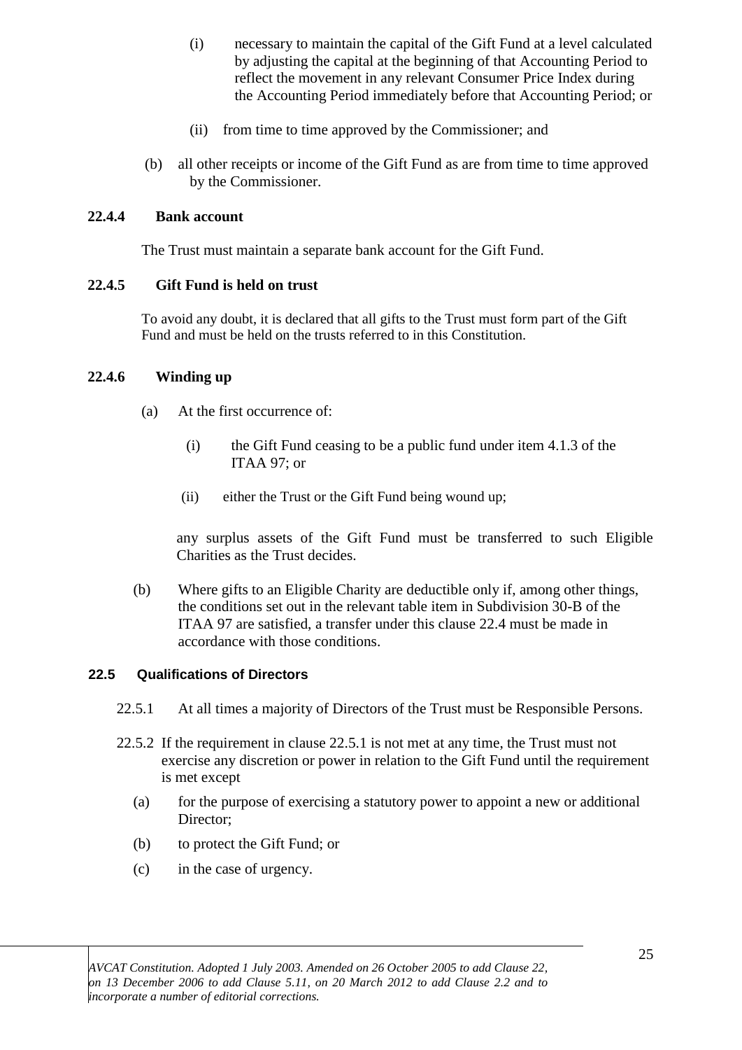(i) necessary to maintain the capital of the Gift Fund at a level calculated by adjusting the capital at the beginning of that Accounting Period to reflect the movement in any relevant Consumer Price Index during the Accounting Period immediately before that Accounting Period; or

(ii) from time to time approved by the Commissioner; and

(b) all other receipts or income of the Gift Fund as are from time to time approved by the Commissioner.

**22.4.4 Bank account**

The Trust must maintain a separate bank account for the Gift Fund.

**22.4.5 Gift Fund is held on trust**

To avoid any doubt, it is declared that all gifts to the Trust must form part of the Gift Fund and must be held on the trusts referred to in this Constitution.

**22.4.6 Winding up**

(a) At the first occurrence of:

(i) the Gift Fund ceasing to be a public fund under item 4.1.3 of the ITAA 97; or

(ii) either the Trust or the Gift Fund being wound up;

any surplus assets of the Gift Fund must be transferred to such Eligible Charities as the Trust decides.

(b) Where gifts to an Eligible Charity are deductible only if, among other things, the conditions set out in the relevant table item in Subdivision 30-B of the ITAA 97 are satisfied, a transfer under this clause 22.4 must be made in accordance with those conditions.

**22.5 Qualifications of Directors**

22.5.1 At all times a majority of Directors of the Trust must be Responsible Persons.

22.5.2 If the requirement in clause 22.5.1 is not met at any time, the Trust must not exercise any discretion or power in relation to the Gift Fund until the requirement is met except

(a) for the purpose of exercising a statutory power to appoint a new or additional Director;

(b) to protect the Gift Fund; or

(c) in the case of urgency.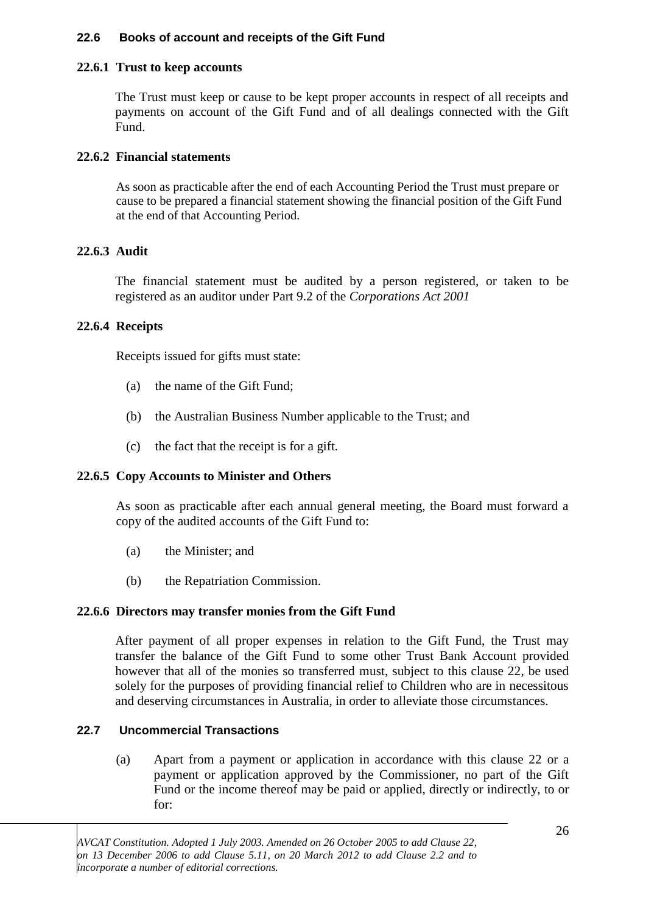### 22.6 Books of account and receipts of the Gift Fund

#### 22.6.1 Trust to keep accounts

The Trust must keep or cause to be kept proper accounts in respect of all receipts and payments on account of the Gift Fund and of all dealings connected with the Gift Fund.

#### 22.6.2 Financial statements

As soon as practicable after the end of each Accounting Period the Trust must prepare or cause to be prepared a financial statement showing the financial position of the Gift Fund at the end of that Accounting Period.

#### 22.6.3 Audit

The financial statement must be audited by a person registered, or taken to be registered as an auditor under Part 9.2 of the *Corporations Act 2001*

#### 22.6.4 Receipts

Receipts issued for gifts must state:

(a) the name of the Gift Fund;

(b) the Australian Business Number applicable to the Trust; and

(c) the fact that the receipt is for a gift.

#### 22.6.5 Copy Accounts to Minister and Others

As soon as practicable after each annual general meeting, the Board must forward a copy of the audited accounts of the Gift Fund to:

(a) the Minister; and

(b) the Repatriation Commission.

#### 22.6.6 Directors may transfer monies from the Gift Fund

After payment of all proper expenses in relation to the Gift Fund, the Trust may transfer the balance of the Gift Fund to some other Trust Bank Account provided however that all of the monies so transferred must, subject to this clause 22, be used solely for the purposes of providing financial relief to Children who are in necessitous and deserving circumstances in Australia, in order to alleviate those circumstances.

### 22.7 Uncommercial Transactions

(a) Apart from a payment or application in accordance with this clause 22 or a payment or application approved by the Commissioner, no part of the Gift Fund or the income thereof may be paid or applied, directly or indirectly, to or for:

*AVCAT Constitution. Adopted 1 July 2003. Amended on 26 October 2005 to add Clause 22, on 13 December 2006 to add Clause 5.11, on 20 March 2012 to add Clause 2.2 and to incorporate a number of editorial corrections.*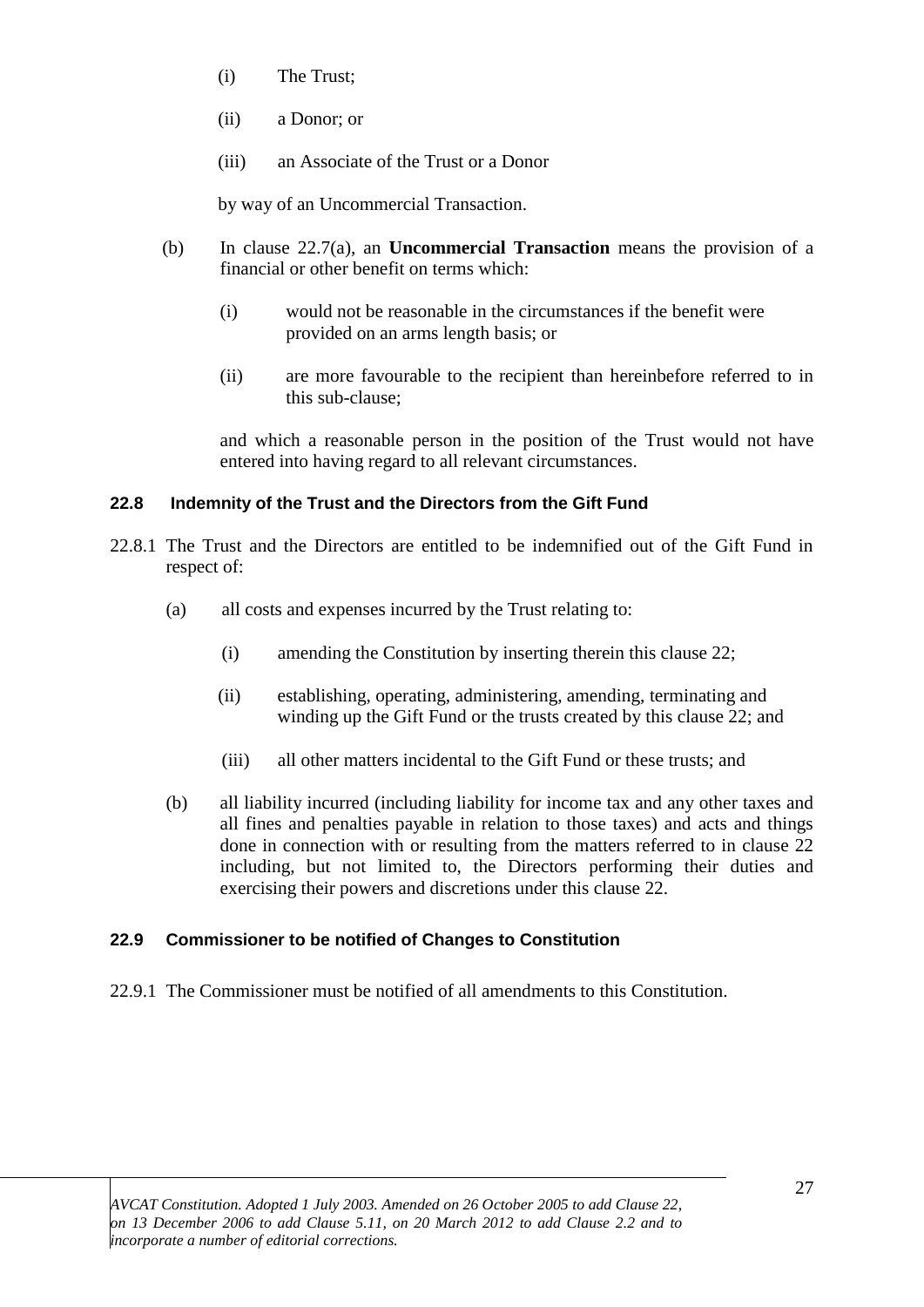(i) The Trust;

(ii) a Donor; or

(iii) an Associate of the Trust or a Donor

by way of an Uncommercial Transaction.

(b) In clause 22.7(a), an **Uncommercial Transaction** means the provision of a financial or other benefit on terms which:

(i) would not be reasonable in the circumstances if the benefit were provided on an arms length basis; or

(ii) are more favourable to the recipient than hereinbefore referred to in this sub-clause;

and which a reasonable person in the position of the Trust would not have entered into having regard to all relevant circumstances.

### 22.8 Indemnity of the Trust and the Directors from the Gift Fund

22.8.1 The Trust and the Directors are entitled to be indemnified out of the Gift Fund in respect of:

(a) all costs and expenses incurred by the Trust relating to:

(i) amending the Constitution by inserting therein this clause 22;

(ii) establishing, operating, administering, amending, terminating and winding up the Gift Fund or the trusts created by this clause 22; and

(iii) all other matters incidental to the Gift Fund or these trusts; and

(b) all liability incurred (including liability for income tax and any other taxes and all fines and penalties payable in relation to those taxes) and acts and things done in connection with or resulting from the matters referred to in clause 22 including, but not limited to, the Directors performing their duties and exercising their powers and discretions under this clause 22.

### 22.9 Commissioner to be notified of Changes to Constitution

22.9.1 The Commissioner must be notified of all amendments to this Constitution.